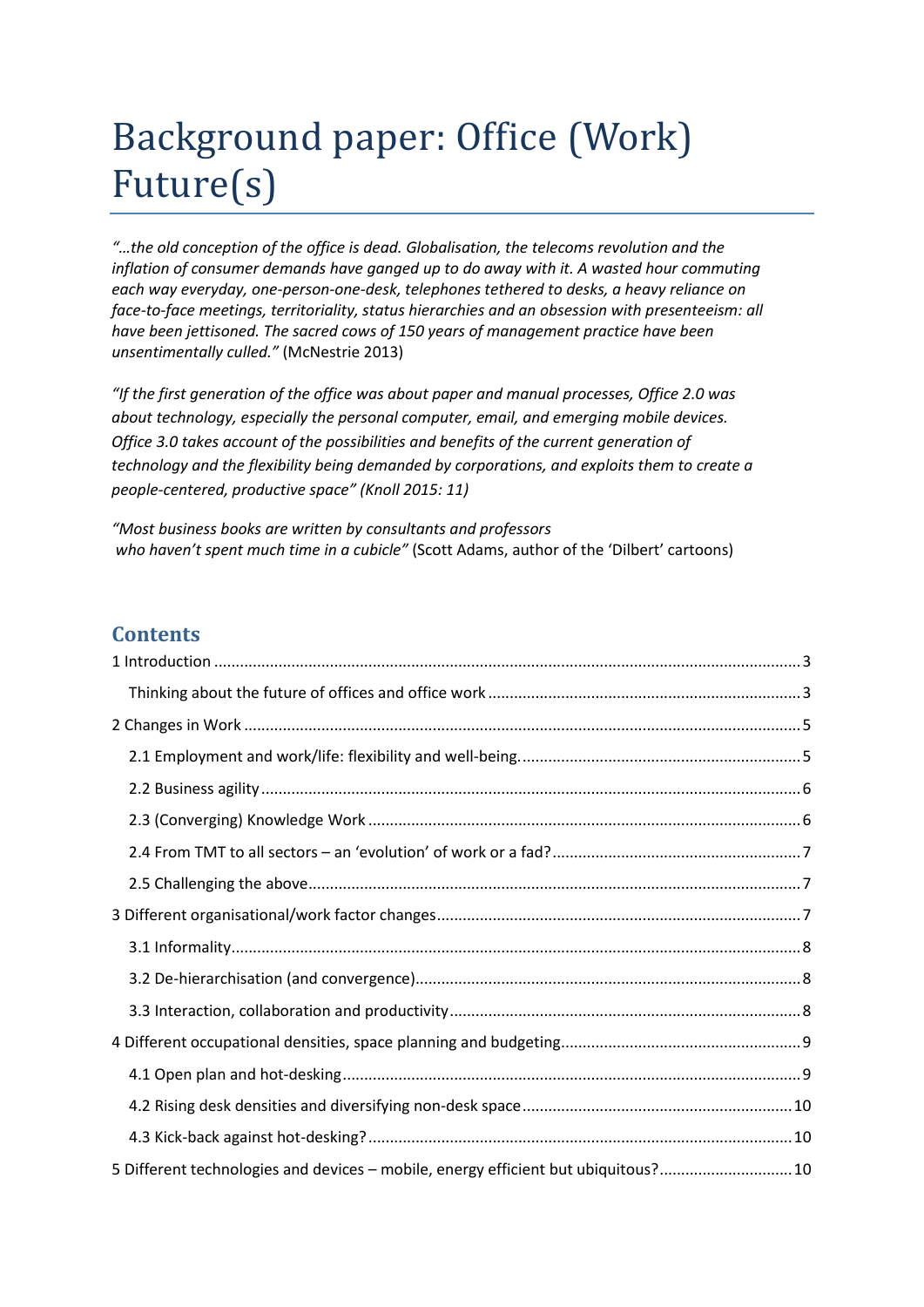# Background paper: Office (Work) Future(s)

*"…the old conception of the office is dead. Globalisation, the telecoms revolution and the inflation of consumer demands have ganged up to do away with it. A wasted hour commuting each way everyday, one-person-one-desk, telephones tethered to desks, a heavy reliance on face-to-face meetings, territoriality, status hierarchies and an obsession with presenteeism: all have been jettisoned. The sacred cows of 150 years of management practice have been unsentimentally culled."* (McNestrie 2013)

*"If the first generation of the office was about paper and manual processes, Office 2.0 was about technology, especially the personal computer, email, and emerging mobile devices. Office 3.0 takes account of the possibilities and benefits of the current generation of technology and the flexibility being demanded by corporations, and exploits them to create a people-centered, productive space" (Knoll 2015: 11)*

*"Most business books are written by consultants and professors who haven't spent much time in a cubicle"* (Scott Adams, author of the 'Dilbert' cartoons)

## Contents

1 Introduction ..... 3
- Thinking about the future of offices and office work ..... 3

2 Changes in Work ..... 5
- 2.1 Employment and work/life: flexibility and well-being. ..... 5
- 2.2 Business agility ..... 6
- 2.3 (Converging) Knowledge Work ..... 6
- 2.4 From TMT to all sectors – an 'evolution' of work or a fad? ..... 7
- 2.5 Challenging the above ..... 7

3 Different organisational/work factor changes ..... 7
- 3.1 Informality ..... 8
- 3.2 De-hierarchisation (and convergence) ..... 8
- 3.3 Interaction, collaboration and productivity ..... 8

4 Different occupational densities, space planning and budgeting ..... 9
- 4.1 Open plan and hot-desking ..... 9
- 4.2 Rising desk densities and diversifying non-desk space ..... 10
- 4.3 Kick-back against hot-desking? ..... 10

5 Different technologies and devices – mobile, energy efficient but ubiquitous? ..... 10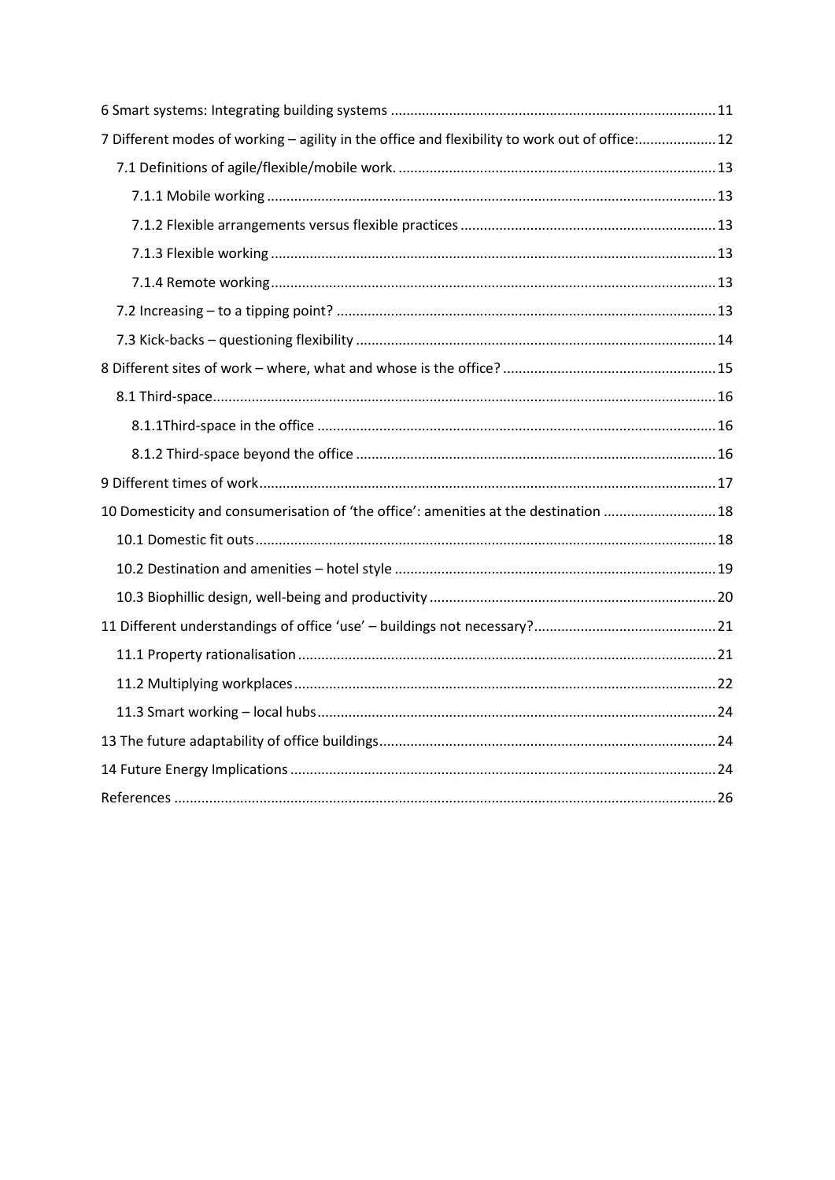6 Smart systems: Integrating building systems ........................................................................................ 11

7 Different modes of working – agility in the office and flexibility to work out of office:.................... 12

7.1 Definitions of agile/flexible/mobile work. ................................................................................. 13

7.1.1 Mobile working .................................................................................................................. 13

7.1.2 Flexible arrangements versus flexible practices ................................................................. 13

7.1.3 Flexible working ................................................................................................................. 13

7.1.4 Remote working ................................................................................................................. 13

7.2 Increasing – to a tipping point? ................................................................................................ 13

7.3 Kick-backs – questioning flexibility ........................................................................................... 14

8 Different sites of work – where, what and whose is the office? ....................................................... 15

8.1 Third-space................................................................................................................................ 16

8.1.1Third-space in the office ...................................................................................................... 16

8.1.2 Third-space beyond the office ............................................................................................ 16

9 Different times of work ..................................................................................................................... 17

10 Domesticity and consumerisation of 'the office': amenities at the destination ............................ 18

10.1 Domestic fit outs ..................................................................................................................... 18

10.2 Destination and amenities – hotel style .................................................................................. 19

10.3 Biophillic design, well-being and productivity ......................................................................... 20

11 Different understandings of office 'use' – buildings not necessary?.............................................. 21

11.1 Property rationalisation ........................................................................................................... 21

11.2 Multiplying workplaces ........................................................................................................... 22

11.3 Smart working – local hubs ..................................................................................................... 24

13 The future adaptability of office buildings...................................................................................... 24

14 Future Energy Implications ............................................................................................................. 24

References ........................................................................................................................................... 26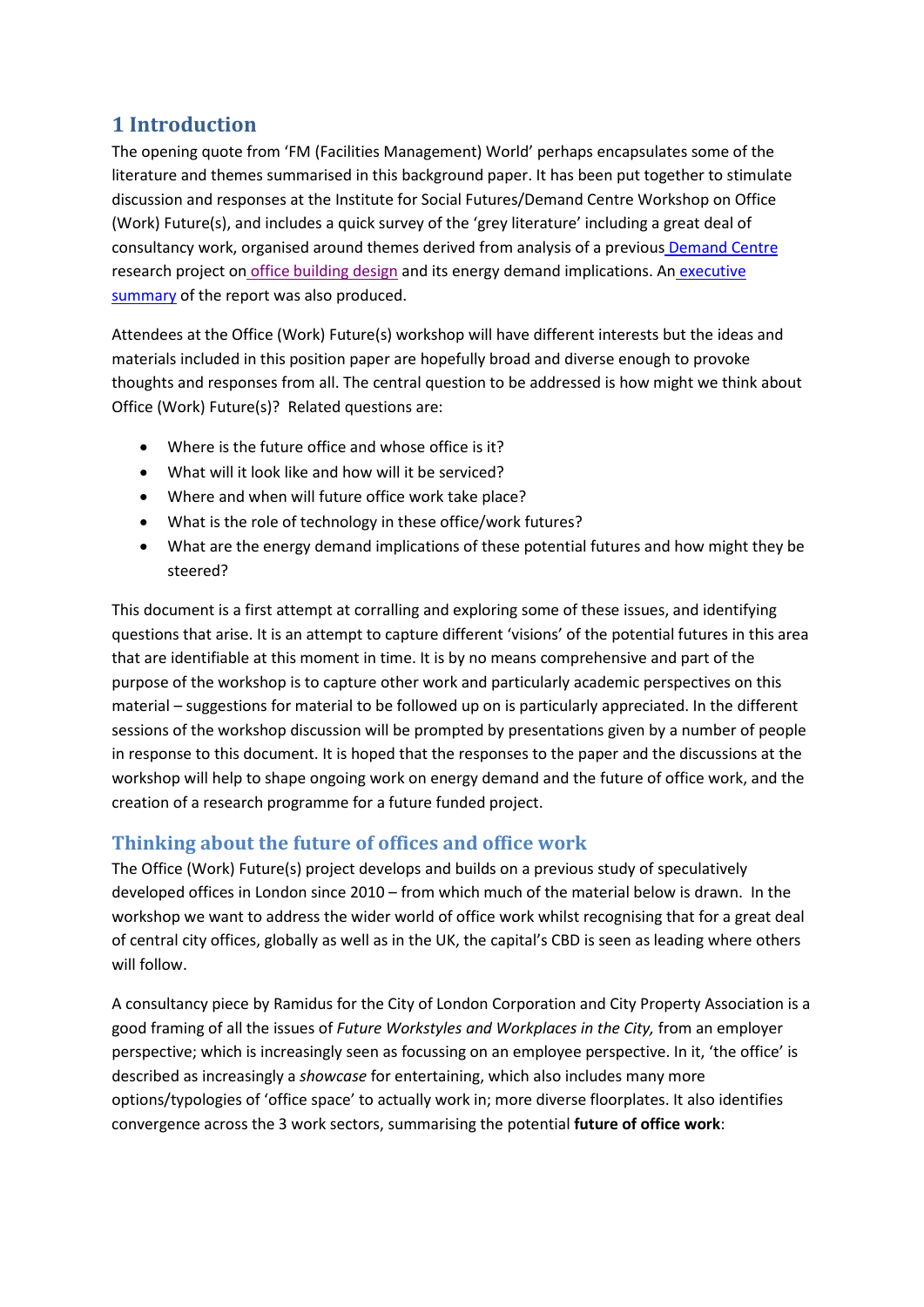# 1 Introduction

The opening quote from 'FM (Facilities Management) World' perhaps encapsulates some of the literature and themes summarised in this background paper. It has been put together to stimulate discussion and responses at the Institute for Social Futures/Demand Centre Workshop on Office (Work) Future(s), and includes a quick survey of the 'grey literature' including a great deal of consultancy work, organised around themes derived from analysis of a previous Demand Centre research project on office building design and its energy demand implications. An executive summary of the report was also produced.

Attendees at the Office (Work) Future(s) workshop will have different interests but the ideas and materials included in this position paper are hopefully broad and diverse enough to provoke thoughts and responses from all. The central question to be addressed is how might we think about Office (Work) Future(s)? Related questions are:

- Where is the future office and whose office is it?
- What will it look like and how will it be serviced?
- Where and when will future office work take place?
- What is the role of technology in these office/work futures?
- What are the energy demand implications of these potential futures and how might they be steered?

This document is a first attempt at corralling and exploring some of these issues, and identifying questions that arise. It is an attempt to capture different 'visions' of the potential futures in this area that are identifiable at this moment in time. It is by no means comprehensive and part of the purpose of the workshop is to capture other work and particularly academic perspectives on this material – suggestions for material to be followed up on is particularly appreciated. In the different sessions of the workshop discussion will be prompted by presentations given by a number of people in response to this document. It is hoped that the responses to the paper and the discussions at the workshop will help to shape ongoing work on energy demand and the future of office work, and the creation of a research programme for a future funded project.

## Thinking about the future of offices and office work

The Office (Work) Future(s) project develops and builds on a previous study of speculatively developed offices in London since 2010 – from which much of the material below is drawn. In the workshop we want to address the wider world of office work whilst recognising that for a great deal of central city offices, globally as well as in the UK, the capital's CBD is seen as leading where others will follow.

A consultancy piece by Ramidus for the City of London Corporation and City Property Association is a good framing of all the issues of *Future Workstyles and Workplaces in the City,* from an employer perspective; which is increasingly seen as focussing on an employee perspective. In it, 'the office' is described as increasingly a *showcase* for entertaining, which also includes many more options/typologies of 'office space' to actually work in; more diverse floorplates. It also identifies convergence across the 3 work sectors, summarising the potential **future of office work**: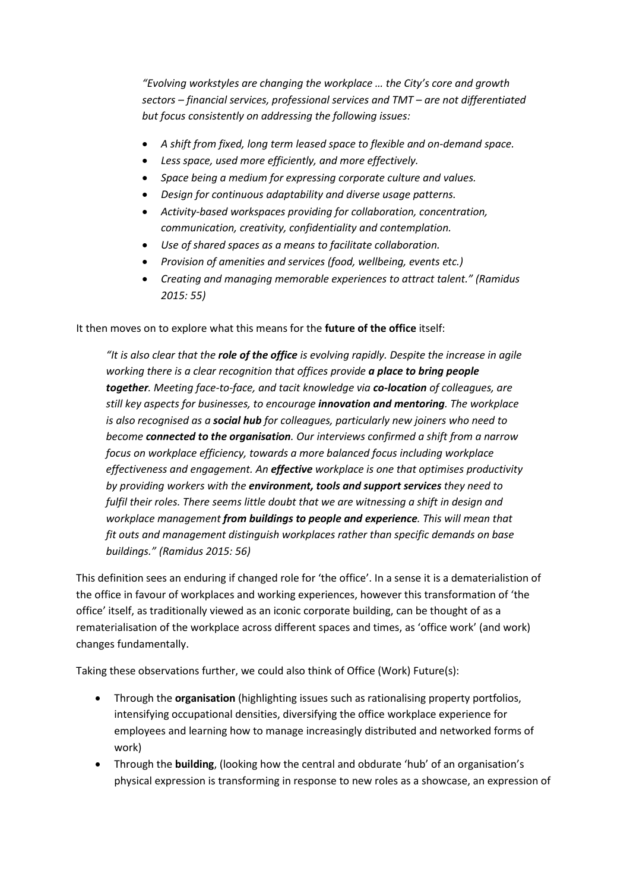> *"Evolving workstyles are changing the workplace … the City's core and growth sectors – financial services, professional services and TMT – are not differentiated but focus consistently on addressing the following issues:*
>
> - *A shift from fixed, long term leased space to flexible and on-demand space.*
> - *Less space, used more efficiently, and more effectively.*
> - *Space being a medium for expressing corporate culture and values.*
> - *Design for continuous adaptability and diverse usage patterns.*
> - *Activity-based workspaces providing for collaboration, concentration, communication, creativity, confidentiality and contemplation.*
> - *Use of shared spaces as a means to facilitate collaboration.*
> - *Provision of amenities and services (food, wellbeing, events etc.)*
> - *Creating and managing memorable experiences to attract talent." (Ramidus 2015: 55)*

It then moves on to explore what this means for the **future of the office** itself:

> *"It is also clear that the **role of the office** is evolving rapidly. Despite the increase in agile working there is a clear recognition that offices provide **a place to bring people together**. Meeting face-to-face, and tacit knowledge via **co-location** of colleagues, are still key aspects for businesses, to encourage **innovation and mentoring**. The workplace is also recognised as a **social hub** for colleagues, particularly new joiners who need to become **connected to the organisation**. Our interviews confirmed a shift from a narrow focus on workplace efficiency, towards a more balanced focus including workplace effectiveness and engagement. An **effective** workplace is one that optimises productivity by providing workers with the **environment, tools and support services** they need to fulfil their roles. There seems little doubt that we are witnessing a shift in design and workplace management **from buildings to people and experience**. This will mean that fit outs and management distinguish workplaces rather than specific demands on base buildings." (Ramidus 2015: 56)*

This definition sees an enduring if changed role for 'the office'. In a sense it is a dematerialistion of the office in favour of workplaces and working experiences, however this transformation of 'the office' itself, as traditionally viewed as an iconic corporate building, can be thought of as a rematerialisation of the workplace across different spaces and times, as 'office work' (and work) changes fundamentally.

Taking these observations further, we could also think of Office (Work) Future(s):

- Through the **organisation** (highlighting issues such as rationalising property portfolios, intensifying occupational densities, diversifying the office workplace experience for employees and learning how to manage increasingly distributed and networked forms of work)
- Through the **building**, (looking how the central and obdurate 'hub' of an organisation's physical expression is transforming in response to new roles as a showcase, an expression of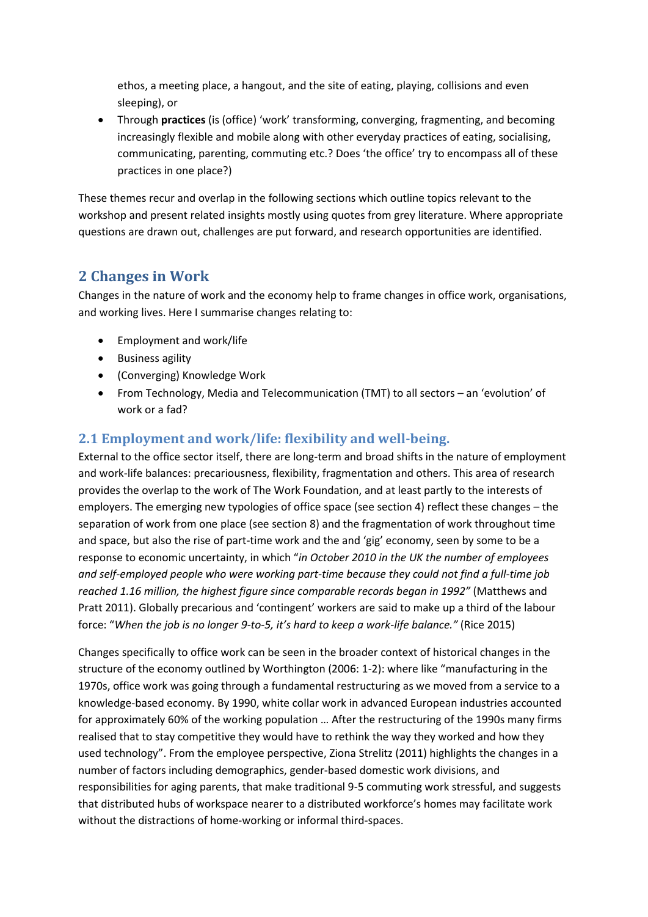ethos, a meeting place, a hangout, and the site of eating, playing, collisions and even sleeping), or

- Through **practices** (is (office) 'work' transforming, converging, fragmenting, and becoming increasingly flexible and mobile along with other everyday practices of eating, socialising, communicating, parenting, commuting etc.? Does 'the office' try to encompass all of these practices in one place?)

These themes recur and overlap in the following sections which outline topics relevant to the workshop and present related insights mostly using quotes from grey literature. Where appropriate questions are drawn out, challenges are put forward, and research opportunities are identified.

## 2 Changes in Work

Changes in the nature of work and the economy help to frame changes in office work, organisations, and working lives. Here I summarise changes relating to:

- Employment and work/life
- Business agility
- (Converging) Knowledge Work
- From Technology, Media and Telecommunication (TMT) to all sectors – an 'evolution' of work or a fad?

### 2.1 Employment and work/life: flexibility and well-being.

External to the office sector itself, there are long-term and broad shifts in the nature of employment and work-life balances: precariousness, flexibility, fragmentation and others. This area of research provides the overlap to the work of The Work Foundation, and at least partly to the interests of employers. The emerging new typologies of office space (see section 4) reflect these changes – the separation of work from one place (see section 8) and the fragmentation of work throughout time and space, but also the rise of part-time work and the and 'gig' economy, seen by some to be a response to economic uncertainty, in which "*in October 2010 in the UK the number of employees and self-employed people who were working part-time because they could not find a full-time job reached 1.16 million, the highest figure since comparable records began in 1992"* (Matthews and Pratt 2011). Globally precarious and 'contingent' workers are said to make up a third of the labour force: "*When the job is no longer 9-to-5, it's hard to keep a work-life balance."* (Rice 2015)

Changes specifically to office work can be seen in the broader context of historical changes in the structure of the economy outlined by Worthington (2006: 1-2): where like "manufacturing in the 1970s, office work was going through a fundamental restructuring as we moved from a service to a knowledge-based economy. By 1990, white collar work in advanced European industries accounted for approximately 60% of the working population … After the restructuring of the 1990s many firms realised that to stay competitive they would have to rethink the way they worked and how they used technology". From the employee perspective, Ziona Strelitz (2011) highlights the changes in a number of factors including demographics, gender-based domestic work divisions, and responsibilities for aging parents, that make traditional 9-5 commuting work stressful, and suggests that distributed hubs of workspace nearer to a distributed workforce's homes may facilitate work without the distractions of home-working or informal third-spaces.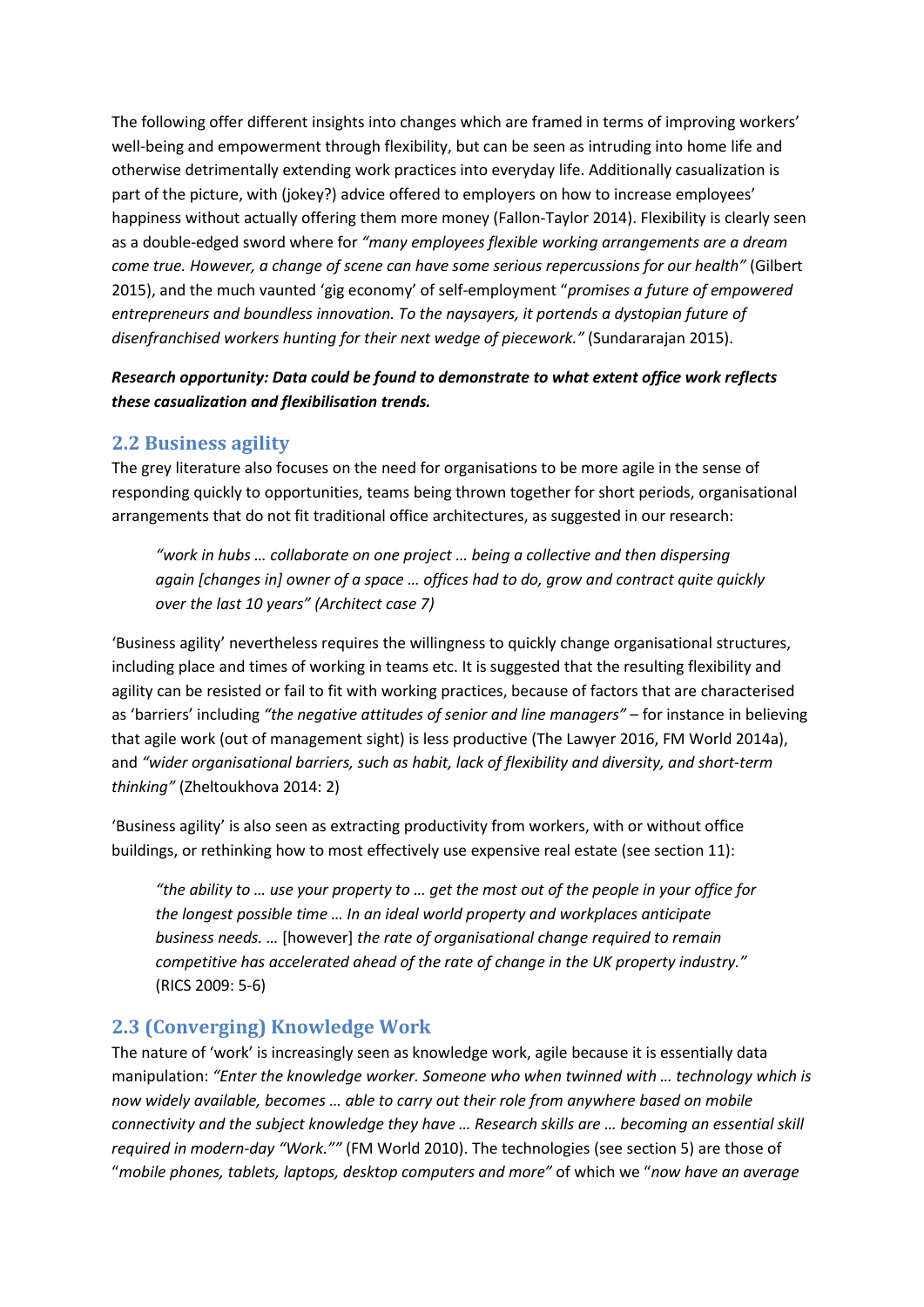The following offer different insights into changes which are framed in terms of improving workers' well-being and empowerment through flexibility, but can be seen as intruding into home life and otherwise detrimentally extending work practices into everyday life. Additionally casualization is part of the picture, with (jokey?) advice offered to employers on how to increase employees' happiness without actually offering them more money (Fallon-Taylor 2014). Flexibility is clearly seen as a double-edged sword where for *"many employees flexible working arrangements are a dream come true. However, a change of scene can have some serious repercussions for our health"* (Gilbert 2015), and the much vaunted 'gig economy' of self-employment "*promises a future of empowered entrepreneurs and boundless innovation. To the naysayers, it portends a dystopian future of disenfranchised workers hunting for their next wedge of piecework."* (Sundararajan 2015).

***Research opportunity: Data could be found to demonstrate to what extent office work reflects these casualization and flexibilisation trends.***

## 2.2 Business agility

The grey literature also focuses on the need for organisations to be more agile in the sense of responding quickly to opportunities, teams being thrown together for short periods, organisational arrangements that do not fit traditional office architectures, as suggested in our research:

> *"work in hubs … collaborate on one project … being a collective and then dispersing again [changes in] owner of a space … offices had to do, grow and contract quite quickly over the last 10 years" (Architect case 7)*

'Business agility' nevertheless requires the willingness to quickly change organisational structures, including place and times of working in teams etc. It is suggested that the resulting flexibility and agility can be resisted or fail to fit with working practices, because of factors that are characterised as 'barriers' including *"the negative attitudes of senior and line managers"* – for instance in believing that agile work (out of management sight) is less productive (The Lawyer 2016, FM World 2014a), and *"wider organisational barriers, such as habit, lack of flexibility and diversity, and short-term thinking"* (Zheltoukhova 2014: 2)

'Business agility' is also seen as extracting productivity from workers, with or without office buildings, or rethinking how to most effectively use expensive real estate (see section 11):

> *"the ability to … use your property to … get the most out of the people in your office for the longest possible time … In an ideal world property and workplaces anticipate business needs. …* [however] *the rate of organisational change required to remain competitive has accelerated ahead of the rate of change in the UK property industry."* (RICS 2009: 5-6)

## 2.3 (Converging) Knowledge Work

The nature of 'work' is increasingly seen as knowledge work, agile because it is essentially data manipulation: *"Enter the knowledge worker. Someone who when twinned with … technology which is now widely available, becomes … able to carry out their role from anywhere based on mobile connectivity and the subject knowledge they have … Research skills are … becoming an essential skill required in modern-day "Work.""* (FM World 2010). The technologies (see section 5) are those of "*mobile phones, tablets, laptops, desktop computers and more"* of which we "*now have an average*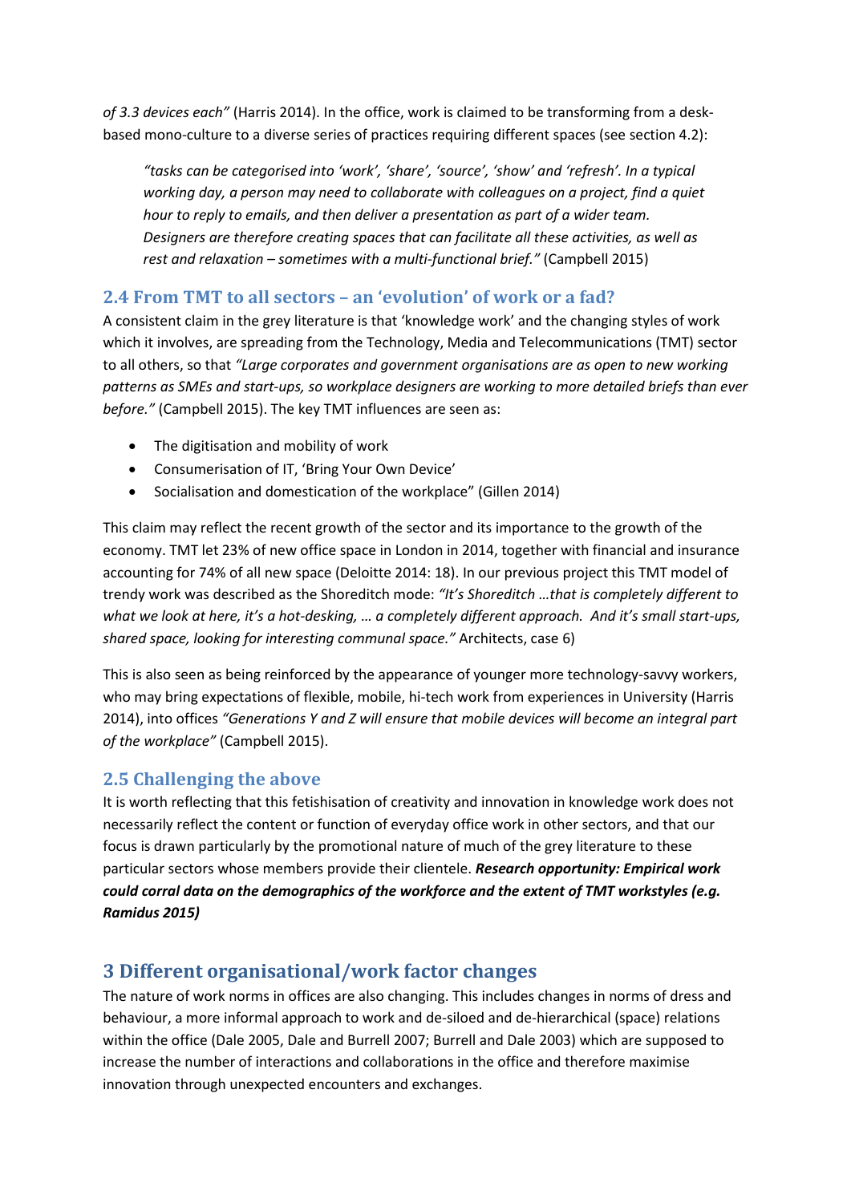*of 3.3 devices each"* (Harris 2014). In the office, work is claimed to be transforming from a desk-based mono-culture to a diverse series of practices requiring different spaces (see section 4.2):

> *"tasks can be categorised into 'work', 'share', 'source', 'show' and 'refresh'. In a typical working day, a person may need to collaborate with colleagues on a project, find a quiet hour to reply to emails, and then deliver a presentation as part of a wider team. Designers are therefore creating spaces that can facilitate all these activities, as well as rest and relaxation – sometimes with a multi-functional brief."* (Campbell 2015)

## 2.4 From TMT to all sectors – an 'evolution' of work or a fad?

A consistent claim in the grey literature is that 'knowledge work' and the changing styles of work which it involves, are spreading from the Technology, Media and Telecommunications (TMT) sector to all others, so that *"Large corporates and government organisations are as open to new working patterns as SMEs and start-ups, so workplace designers are working to more detailed briefs than ever before."* (Campbell 2015). The key TMT influences are seen as:

- The digitisation and mobility of work
- Consumerisation of IT, 'Bring Your Own Device'
- Socialisation and domestication of the workplace" (Gillen 2014)

This claim may reflect the recent growth of the sector and its importance to the growth of the economy. TMT let 23% of new office space in London in 2014, together with financial and insurance accounting for 74% of all new space (Deloitte 2014: 18). In our previous project this TMT model of trendy work was described as the Shoreditch mode: *"It's Shoreditch …that is completely different to what we look at here, it's a hot-desking, … a completely different approach. And it's small start-ups, shared space, looking for interesting communal space."* Architects, case 6)

This is also seen as being reinforced by the appearance of younger more technology-savvy workers, who may bring expectations of flexible, mobile, hi-tech work from experiences in University (Harris 2014), into offices *"Generations Y and Z will ensure that mobile devices will become an integral part of the workplace"* (Campbell 2015).

## 2.5 Challenging the above

It is worth reflecting that this fetishisation of creativity and innovation in knowledge work does not necessarily reflect the content or function of everyday office work in other sectors, and that our focus is drawn particularly by the promotional nature of much of the grey literature to these particular sectors whose members provide their clientele. ***Research opportunity: Empirical work could corral data on the demographics of the workforce and the extent of TMT workstyles (e.g. Ramidus 2015)***

# 3 Different organisational/work factor changes

The nature of work norms in offices are also changing. This includes changes in norms of dress and behaviour, a more informal approach to work and de-siloed and de-hierarchical (space) relations within the office (Dale 2005, Dale and Burrell 2007; Burrell and Dale 2003) which are supposed to increase the number of interactions and collaborations in the office and therefore maximise innovation through unexpected encounters and exchanges.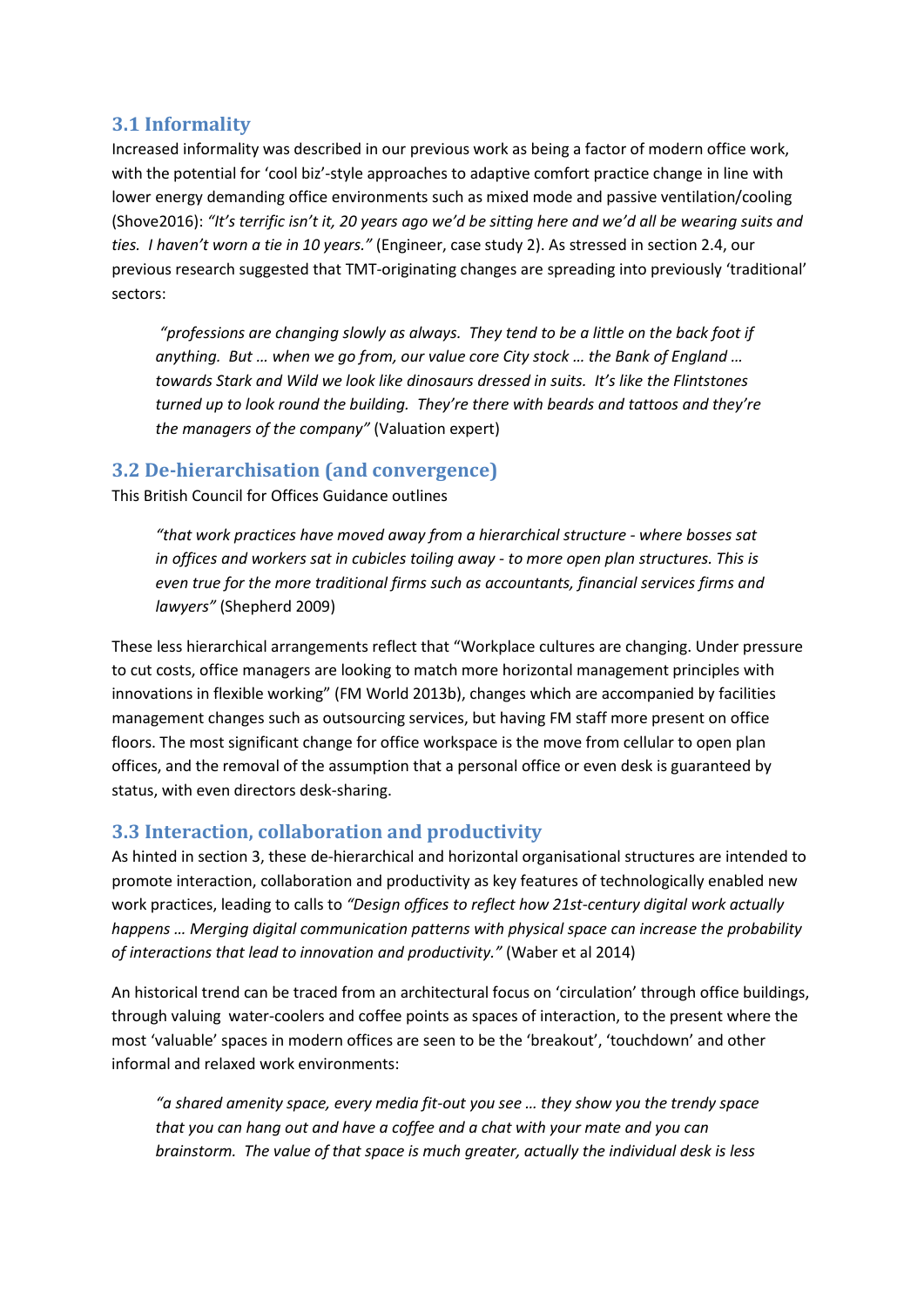### 3.1 Informality

Increased informality was described in our previous work as being a factor of modern office work, with the potential for 'cool biz'-style approaches to adaptive comfort practice change in line with lower energy demanding office environments such as mixed mode and passive ventilation/cooling (Shove2016): *"It's terrific isn't it, 20 years ago we'd be sitting here and we'd all be wearing suits and ties. I haven't worn a tie in 10 years."* (Engineer, case study 2). As stressed in section 2.4, our previous research suggested that TMT-originating changes are spreading into previously 'traditional' sectors:

> *"professions are changing slowly as always. They tend to be a little on the back foot if anything. But … when we go from, our value core City stock … the Bank of England … towards Stark and Wild we look like dinosaurs dressed in suits. It's like the Flintstones turned up to look round the building. They're there with beards and tattoos and they're the managers of the company"* (Valuation expert)

### 3.2 De-hierarchisation (and convergence)

This British Council for Offices Guidance outlines

> *"that work practices have moved away from a hierarchical structure - where bosses sat in offices and workers sat in cubicles toiling away - to more open plan structures. This is even true for the more traditional firms such as accountants, financial services firms and lawyers"* (Shepherd 2009)

These less hierarchical arrangements reflect that "Workplace cultures are changing. Under pressure to cut costs, office managers are looking to match more horizontal management principles with innovations in flexible working" (FM World 2013b), changes which are accompanied by facilities management changes such as outsourcing services, but having FM staff more present on office floors. The most significant change for office workspace is the move from cellular to open plan offices, and the removal of the assumption that a personal office or even desk is guaranteed by status, with even directors desk-sharing.

### 3.3 Interaction, collaboration and productivity

As hinted in section 3, these de-hierarchical and horizontal organisational structures are intended to promote interaction, collaboration and productivity as key features of technologically enabled new work practices, leading to calls to *"Design offices to reflect how 21st-century digital work actually happens … Merging digital communication patterns with physical space can increase the probability of interactions that lead to innovation and productivity."* (Waber et al 2014)

An historical trend can be traced from an architectural focus on 'circulation' through office buildings, through valuing water-coolers and coffee points as spaces of interaction, to the present where the most 'valuable' spaces in modern offices are seen to be the 'breakout', 'touchdown' and other informal and relaxed work environments:

> *"a shared amenity space, every media fit-out you see … they show you the trendy space that you can hang out and have a coffee and a chat with your mate and you can brainstorm. The value of that space is much greater, actually the individual desk is less*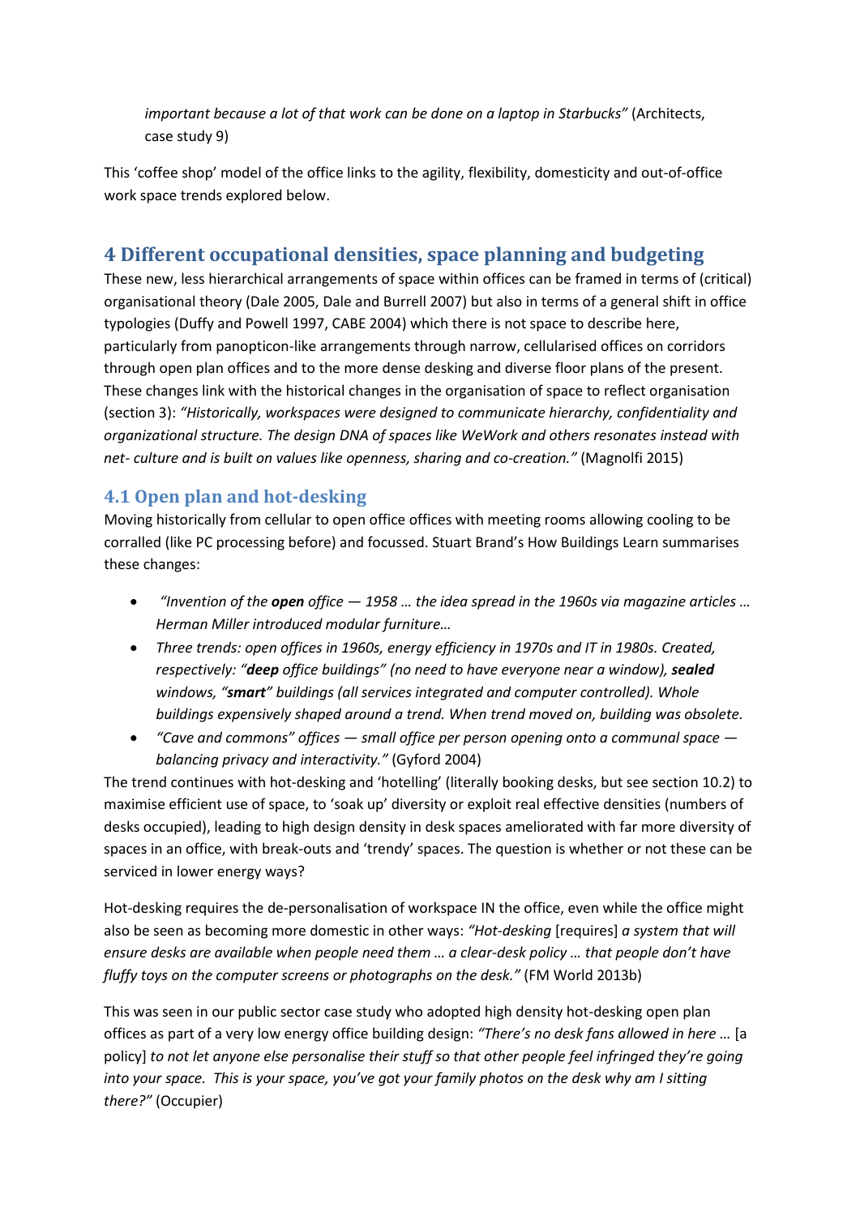*important because a lot of that work can be done on a laptop in Starbucks"* (Architects, case study 9)

This 'coffee shop' model of the office links to the agility, flexibility, domesticity and out-of-office work space trends explored below.

## 4 Different occupational densities, space planning and budgeting

These new, less hierarchical arrangements of space within offices can be framed in terms of (critical) organisational theory (Dale 2005, Dale and Burrell 2007) but also in terms of a general shift in office typologies (Duffy and Powell 1997, CABE 2004) which there is not space to describe here, particularly from panopticon-like arrangements through narrow, cellularised offices on corridors through open plan offices and to the more dense desking and diverse floor plans of the present. These changes link with the historical changes in the organisation of space to reflect organisation (section 3): *"Historically, workspaces were designed to communicate hierarchy, confidentiality and organizational structure. The design DNA of spaces like WeWork and others resonates instead with net- culture and is built on values like openness, sharing and co-creation."* (Magnolfi 2015)

### 4.1 Open plan and hot-desking

Moving historically from cellular to open office offices with meeting rooms allowing cooling to be corralled (like PC processing before) and focussed. Stuart Brand's How Buildings Learn summarises these changes:

- *"Invention of the **open** office — 1958 … the idea spread in the 1960s via magazine articles … Herman Miller introduced modular furniture…*
- *Three trends: open offices in 1960s, energy efficiency in 1970s and IT in 1980s. Created, respectively: "**deep** office buildings" (no need to have everyone near a window), **sealed** windows, "**smart**" buildings (all services integrated and computer controlled). Whole buildings expensively shaped around a trend. When trend moved on, building was obsolete.*
- *"Cave and commons" offices — small office per person opening onto a communal space — balancing privacy and interactivity."* (Gyford 2004)

The trend continues with hot-desking and 'hotelling' (literally booking desks, but see section 10.2) to maximise efficient use of space, to 'soak up' diversity or exploit real effective densities (numbers of desks occupied), leading to high design density in desk spaces ameliorated with far more diversity of spaces in an office, with break-outs and 'trendy' spaces. The question is whether or not these can be serviced in lower energy ways?

Hot-desking requires the de-personalisation of workspace IN the office, even while the office might also be seen as becoming more domestic in other ways: *"Hot-desking* [requires] *a system that will ensure desks are available when people need them … a clear-desk policy … that people don't have fluffy toys on the computer screens or photographs on the desk."* (FM World 2013b)

This was seen in our public sector case study who adopted high density hot-desking open plan offices as part of a very low energy office building design: *"There's no desk fans allowed in here …* [a policy] *to not let anyone else personalise their stuff so that other people feel infringed they're going into your space. This is your space, you've got your family photos on the desk why am I sitting there?"* (Occupier)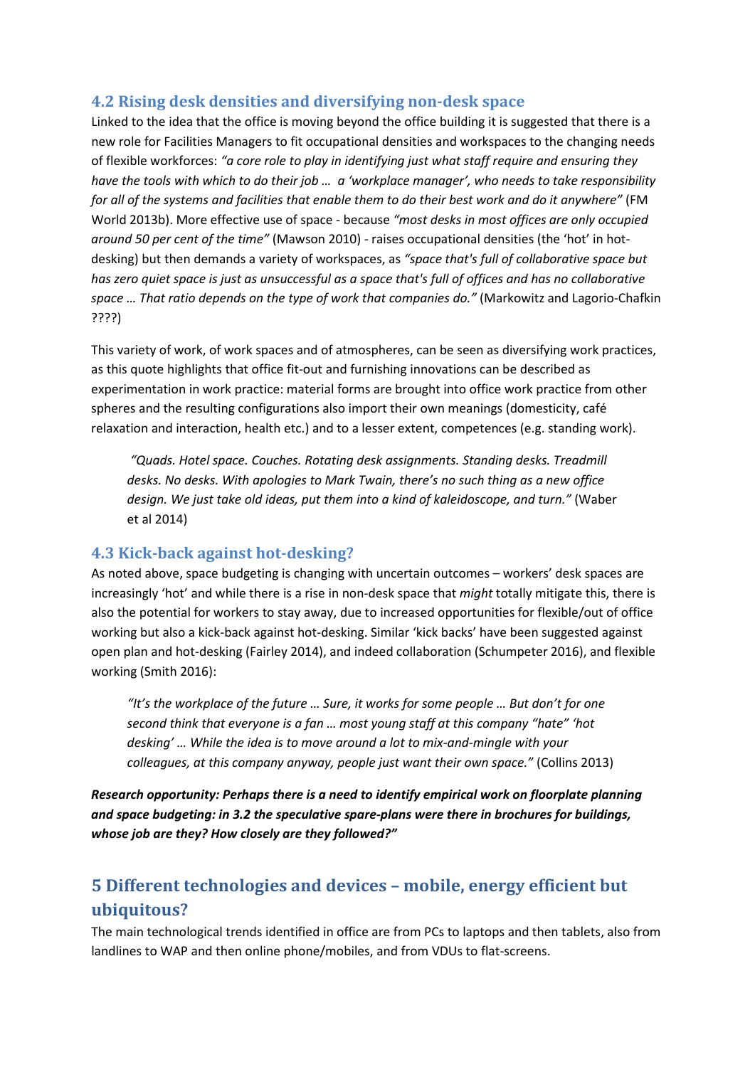## 4.2 Rising desk densities and diversifying non-desk space

Linked to the idea that the office is moving beyond the office building it is suggested that there is a new role for Facilities Managers to fit occupational densities and workspaces to the changing needs of flexible workforces: *"a core role to play in identifying just what staff require and ensuring they have the tools with which to do their job … a 'workplace manager', who needs to take responsibility for all of the systems and facilities that enable them to do their best work and do it anywhere"* (FM World 2013b). More effective use of space - because *"most desks in most offices are only occupied around 50 per cent of the time"* (Mawson 2010) - raises occupational densities (the 'hot' in hot-desking) but then demands a variety of workspaces, as *"space that's full of collaborative space but has zero quiet space is just as unsuccessful as a space that's full of offices and has no collaborative space … That ratio depends on the type of work that companies do."* (Markowitz and Lagorio-Chafkin ????)

This variety of work, of work spaces and of atmospheres, can be seen as diversifying work practices, as this quote highlights that office fit-out and furnishing innovations can be described as experimentation in work practice: material forms are brought into office work practice from other spheres and the resulting configurations also import their own meanings (domesticity, café relaxation and interaction, health etc.) and to a lesser extent, competences (e.g. standing work).

> *"Quads. Hotel space. Couches. Rotating desk assignments. Standing desks. Treadmill desks. No desks. With apologies to Mark Twain, there's no such thing as a new office design. We just take old ideas, put them into a kind of kaleidoscope, and turn."* (Waber et al 2014)

## 4.3 Kick-back against hot-desking?

As noted above, space budgeting is changing with uncertain outcomes – workers' desk spaces are increasingly 'hot' and while there is a rise in non-desk space that *might* totally mitigate this, there is also the potential for workers to stay away, due to increased opportunities for flexible/out of office working but also a kick-back against hot-desking. Similar 'kick backs' have been suggested against open plan and hot-desking (Fairley 2014), and indeed collaboration (Schumpeter 2016), and flexible working (Smith 2016):

> *"It's the workplace of the future … Sure, it works for some people … But don't for one second think that everyone is a fan … most young staff at this company "hate" 'hot desking' … While the idea is to move around a lot to mix-and-mingle with your colleagues, at this company anyway, people just want their own space."* (Collins 2013)

***Research opportunity: Perhaps there is a need to identify empirical work on floorplate planning and space budgeting: in 3.2 the speculative spare-plans were there in brochures for buildings, whose job are they? How closely are they followed?"***

# 5 Different technologies and devices – mobile, energy efficient but ubiquitous?

The main technological trends identified in office are from PCs to laptops and then tablets, also from landlines to WAP and then online phone/mobiles, and from VDUs to flat-screens.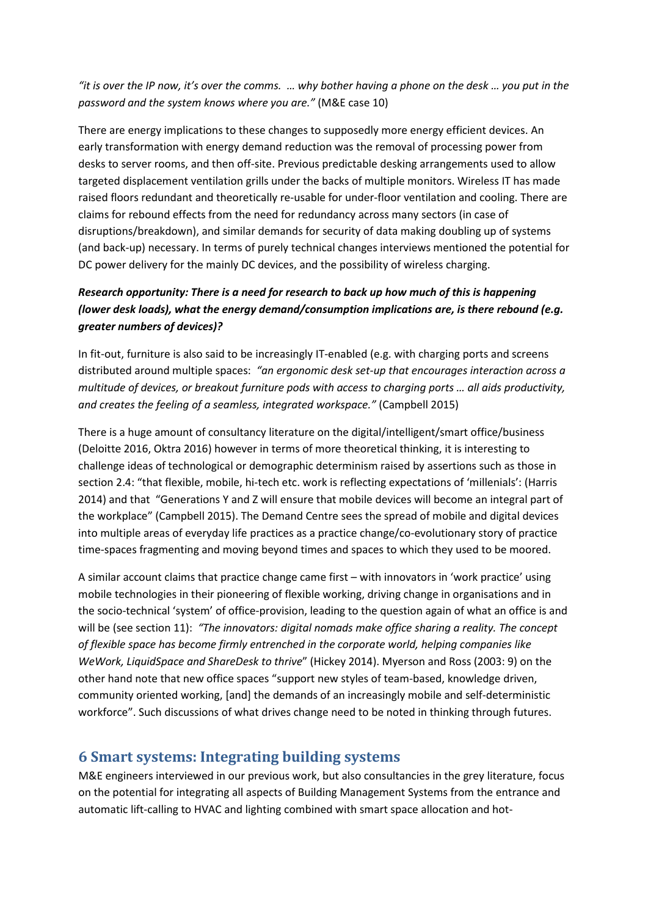*"it is over the IP now, it's over the comms. … why bother having a phone on the desk … you put in the password and the system knows where you are."* (M&E case 10)

There are energy implications to these changes to supposedly more energy efficient devices. An early transformation with energy demand reduction was the removal of processing power from desks to server rooms, and then off-site. Previous predictable desking arrangements used to allow targeted displacement ventilation grills under the backs of multiple monitors. Wireless IT has made raised floors redundant and theoretically re-usable for under-floor ventilation and cooling. There are claims for rebound effects from the need for redundancy across many sectors (in case of disruptions/breakdown), and similar demands for security of data making doubling up of systems (and back-up) necessary. In terms of purely technical changes interviews mentioned the potential for DC power delivery for the mainly DC devices, and the possibility of wireless charging.

***Research opportunity: There is a need for research to back up how much of this is happening (lower desk loads), what the energy demand/consumption implications are, is there rebound (e.g. greater numbers of devices)?***

In fit-out, furniture is also said to be increasingly IT-enabled (e.g. with charging ports and screens distributed around multiple spaces: *"an ergonomic desk set-up that encourages interaction across a multitude of devices, or breakout furniture pods with access to charging ports … all aids productivity, and creates the feeling of a seamless, integrated workspace."* (Campbell 2015)

There is a huge amount of consultancy literature on the digital/intelligent/smart office/business (Deloitte 2016, Oktra 2016) however in terms of more theoretical thinking, it is interesting to challenge ideas of technological or demographic determinism raised by assertions such as those in section 2.4: "that flexible, mobile, hi-tech etc. work is reflecting expectations of 'millenials': (Harris 2014) and that "Generations Y and Z will ensure that mobile devices will become an integral part of the workplace" (Campbell 2015). The Demand Centre sees the spread of mobile and digital devices into multiple areas of everyday life practices as a practice change/co-evolutionary story of practice time-spaces fragmenting and moving beyond times and spaces to which they used to be moored.

A similar account claims that practice change came first – with innovators in 'work practice' using mobile technologies in their pioneering of flexible working, driving change in organisations and in the socio-technical 'system' of office-provision, leading to the question again of what an office is and will be (see section 11): *"The innovators: digital nomads make office sharing a reality. The concept of flexible space has become firmly entrenched in the corporate world, helping companies like WeWork, LiquidSpace and ShareDesk to thrive*" (Hickey 2014). Myerson and Ross (2003: 9) on the other hand note that new office spaces "support new styles of team-based, knowledge driven, community oriented working, [and] the demands of an increasingly mobile and self-deterministic workforce". Such discussions of what drives change need to be noted in thinking through futures.

## 6 Smart systems: Integrating building systems

M&E engineers interviewed in our previous work, but also consultancies in the grey literature, focus on the potential for integrating all aspects of Building Management Systems from the entrance and automatic lift-calling to HVAC and lighting combined with smart space allocation and hot-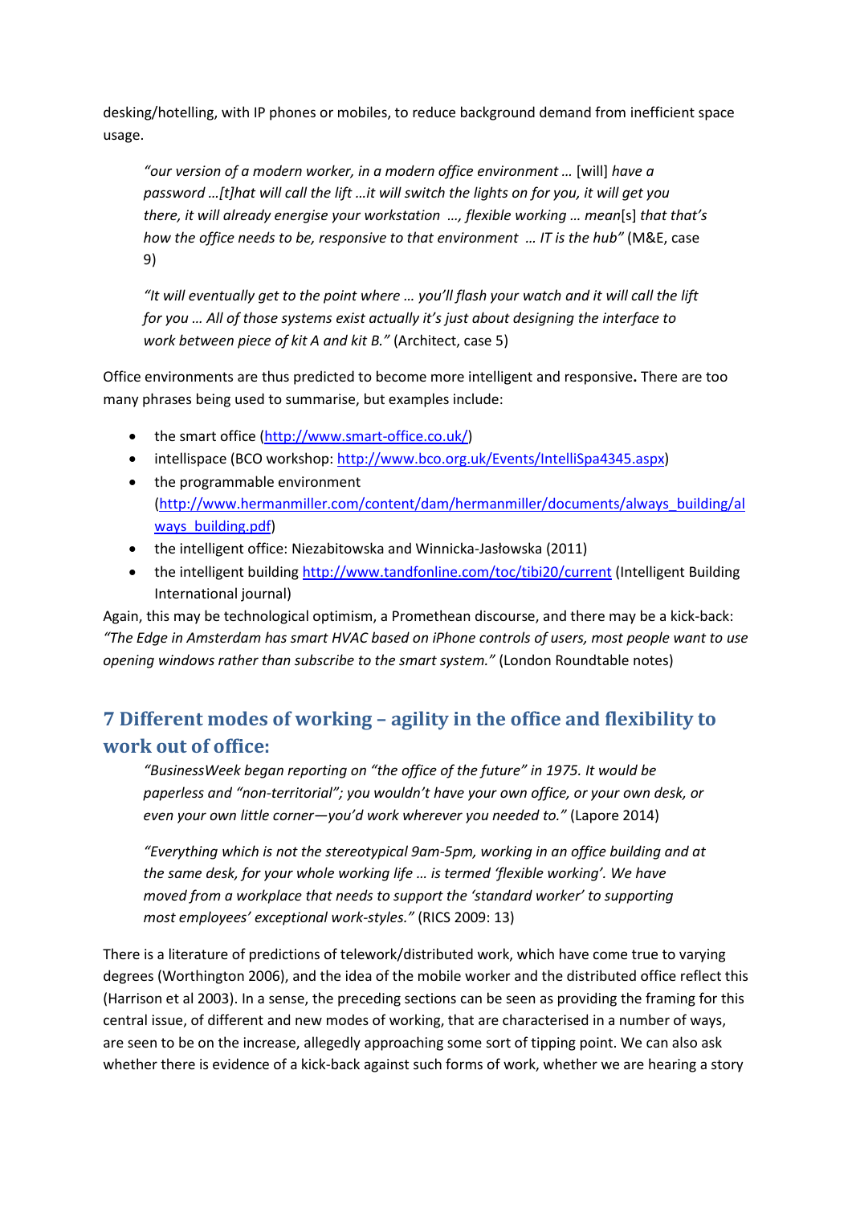desking/hotelling, with IP phones or mobiles, to reduce background demand from inefficient space usage.

> *"our version of a modern worker, in a modern office environment …* [will] *have a password …[t]hat will call the lift …it will switch the lights on for you, it will get you there, it will already energise your workstation …, flexible working … mean*[s] *that that's how the office needs to be, responsive to that environment … IT is the hub"* (M&E, case 9)

> *"It will eventually get to the point where … you'll flash your watch and it will call the lift for you … All of those systems exist actually it's just about designing the interface to work between piece of kit A and kit B."* (Architect, case 5)

Office environments are thus predicted to become more intelligent and responsive**.** There are too many phrases being used to summarise, but examples include:

- the smart office (http://www.smart-office.co.uk/)
- intellispace (BCO workshop: http://www.bco.org.uk/Events/IntelliSpa4345.aspx)
- the programmable environment (http://www.hermanmiller.com/content/dam/hermanmiller/documents/always_building/always_building.pdf)
- the intelligent office: Niezabitowska and Winnicka-Jasłowska (2011)
- the intelligent building http://www.tandfonline.com/toc/tibi20/current (Intelligent Building International journal)

Again, this may be technological optimism, a Promethean discourse, and there may be a kick-back: *"The Edge in Amsterdam has smart HVAC based on iPhone controls of users, most people want to use opening windows rather than subscribe to the smart system."* (London Roundtable notes)

## 7 Different modes of working – agility in the office and flexibility to work out of office:

> *"BusinessWeek began reporting on "the office of the future" in 1975. It would be paperless and "non-territorial"; you wouldn't have your own office, or your own desk, or even your own little corner—you'd work wherever you needed to."* (Lapore 2014)

> *"Everything which is not the stereotypical 9am-5pm, working in an office building and at the same desk, for your whole working life … is termed 'flexible working'. We have moved from a workplace that needs to support the 'standard worker' to supporting most employees' exceptional work-styles."* (RICS 2009: 13)

There is a literature of predictions of telework/distributed work, which have come true to varying degrees (Worthington 2006), and the idea of the mobile worker and the distributed office reflect this (Harrison et al 2003). In a sense, the preceding sections can be seen as providing the framing for this central issue, of different and new modes of working, that are characterised in a number of ways, are seen to be on the increase, allegedly approaching some sort of tipping point. We can also ask whether there is evidence of a kick-back against such forms of work, whether we are hearing a story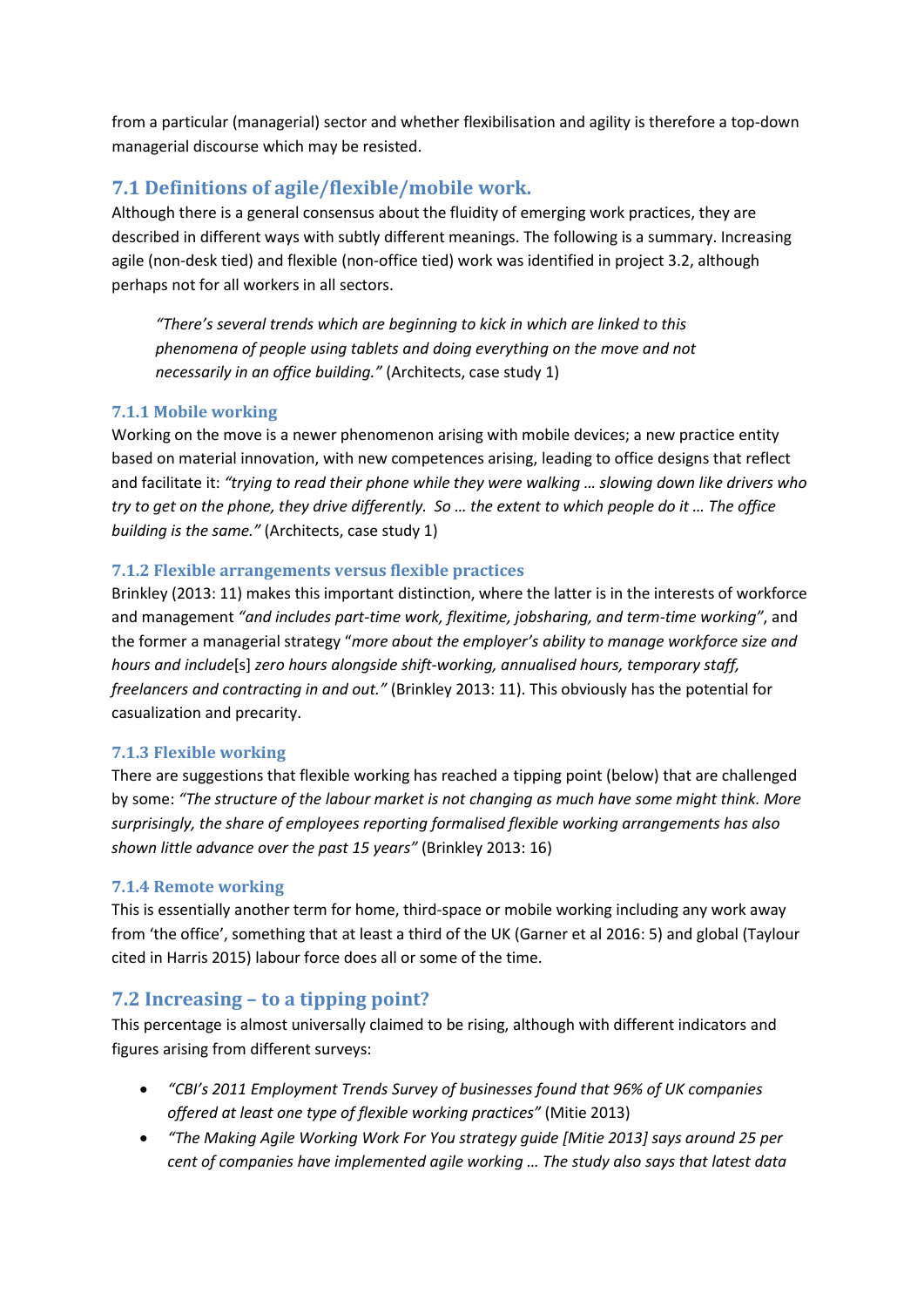from a particular (managerial) sector and whether flexibilisation and agility is therefore a top-down managerial discourse which may be resisted.

## 7.1 Definitions of agile/flexible/mobile work.

Although there is a general consensus about the fluidity of emerging work practices, they are described in different ways with subtly different meanings. The following is a summary. Increasing agile (non-desk tied) and flexible (non-office tied) work was identified in project 3.2, although perhaps not for all workers in all sectors.

> *"There's several trends which are beginning to kick in which are linked to this phenomena of people using tablets and doing everything on the move and not necessarily in an office building."* (Architects, case study 1)

### 7.1.1 Mobile working

Working on the move is a newer phenomenon arising with mobile devices; a new practice entity based on material innovation, with new competences arising, leading to office designs that reflect and facilitate it: *"trying to read their phone while they were walking … slowing down like drivers who try to get on the phone, they drive differently. So … the extent to which people do it … The office building is the same."* (Architects, case study 1)

### 7.1.2 Flexible arrangements versus flexible practices

Brinkley (2013: 11) makes this important distinction, where the latter is in the interests of workforce and management *"and includes part-time work, flexitime, jobsharing, and term-time working"*, and the former a managerial strategy "*more about the employer's ability to manage workforce size and hours and include*[s] *zero hours alongside shift-working, annualised hours, temporary staff, freelancers and contracting in and out."* (Brinkley 2013: 11). This obviously has the potential for casualization and precarity.

### 7.1.3 Flexible working

There are suggestions that flexible working has reached a tipping point (below) that are challenged by some: *"The structure of the labour market is not changing as much have some might think. More surprisingly, the share of employees reporting formalised flexible working arrangements has also shown little advance over the past 15 years"* (Brinkley 2013: 16)

### 7.1.4 Remote working

This is essentially another term for home, third-space or mobile working including any work away from 'the office', something that at least a third of the UK (Garner et al 2016: 5) and global (Taylour cited in Harris 2015) labour force does all or some of the time.

## 7.2 Increasing – to a tipping point?

This percentage is almost universally claimed to be rising, although with different indicators and figures arising from different surveys:

- *"CBI's 2011 Employment Trends Survey of businesses found that 96% of UK companies offered at least one type of flexible working practices"* (Mitie 2013)
- *"The Making Agile Working Work For You strategy guide [Mitie 2013] says around 25 per cent of companies have implemented agile working … The study also says that latest data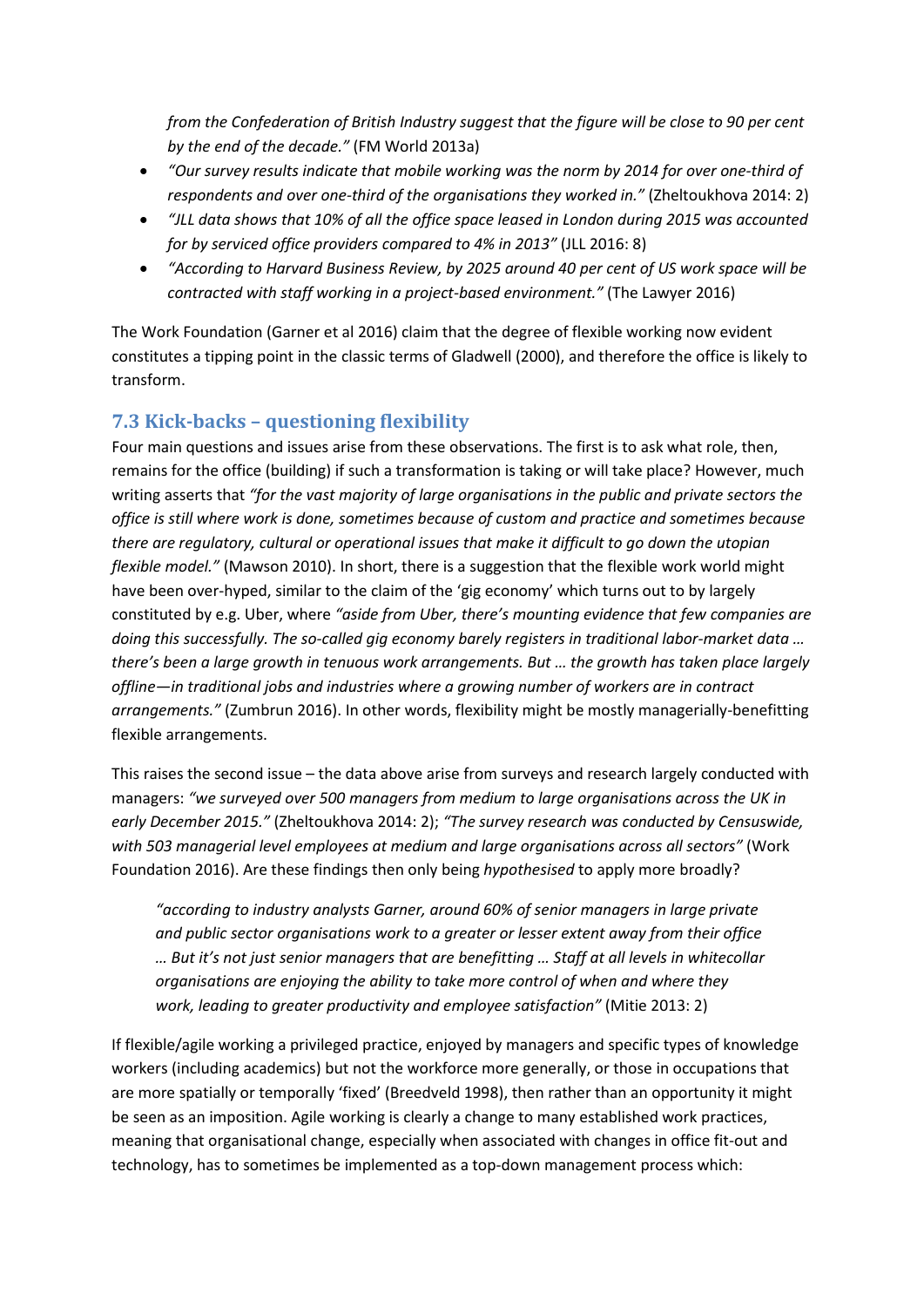*from the Confederation of British Industry suggest that the figure will be close to 90 per cent by the end of the decade."* (FM World 2013a)

- *"Our survey results indicate that mobile working was the norm by 2014 for over one-third of respondents and over one-third of the organisations they worked in."* (Zheltoukhova 2014: 2)
- *"JLL data shows that 10% of all the office space leased in London during 2015 was accounted for by serviced office providers compared to 4% in 2013"* (JLL 2016: 8)
- *"According to Harvard Business Review, by 2025 around 40 per cent of US work space will be contracted with staff working in a project-based environment."* (The Lawyer 2016)

The Work Foundation (Garner et al 2016) claim that the degree of flexible working now evident constitutes a tipping point in the classic terms of Gladwell (2000), and therefore the office is likely to transform.

## 7.3 Kick-backs – questioning flexibility

Four main questions and issues arise from these observations. The first is to ask what role, then, remains for the office (building) if such a transformation is taking or will take place? However, much writing asserts that *"for the vast majority of large organisations in the public and private sectors the office is still where work is done, sometimes because of custom and practice and sometimes because there are regulatory, cultural or operational issues that make it difficult to go down the utopian flexible model."* (Mawson 2010). In short, there is a suggestion that the flexible work world might have been over-hyped, similar to the claim of the 'gig economy' which turns out to by largely constituted by e.g. Uber, where *"aside from Uber, there's mounting evidence that few companies are doing this successfully. The so-called gig economy barely registers in traditional labor-market data … there's been a large growth in tenuous work arrangements. But … the growth has taken place largely offline—in traditional jobs and industries where a growing number of workers are in contract arrangements."* (Zumbrun 2016). In other words, flexibility might be mostly managerially-benefitting flexible arrangements.

This raises the second issue – the data above arise from surveys and research largely conducted with managers: *"we surveyed over 500 managers from medium to large organisations across the UK in early December 2015."* (Zheltoukhova 2014: 2); *"The survey research was conducted by Censuswide, with 503 managerial level employees at medium and large organisations across all sectors"* (Work Foundation 2016). Are these findings then only being *hypothesised* to apply more broadly?

> *"according to industry analysts Garner, around 60% of senior managers in large private and public sector organisations work to a greater or lesser extent away from their office … But it's not just senior managers that are benefitting … Staff at all levels in whitecollar organisations are enjoying the ability to take more control of when and where they work, leading to greater productivity and employee satisfaction"* (Mitie 2013: 2)

If flexible/agile working a privileged practice, enjoyed by managers and specific types of knowledge workers (including academics) but not the workforce more generally, or those in occupations that are more spatially or temporally 'fixed' (Breedveld 1998), then rather than an opportunity it might be seen as an imposition. Agile working is clearly a change to many established work practices, meaning that organisational change, especially when associated with changes in office fit-out and technology, has to sometimes be implemented as a top-down management process which: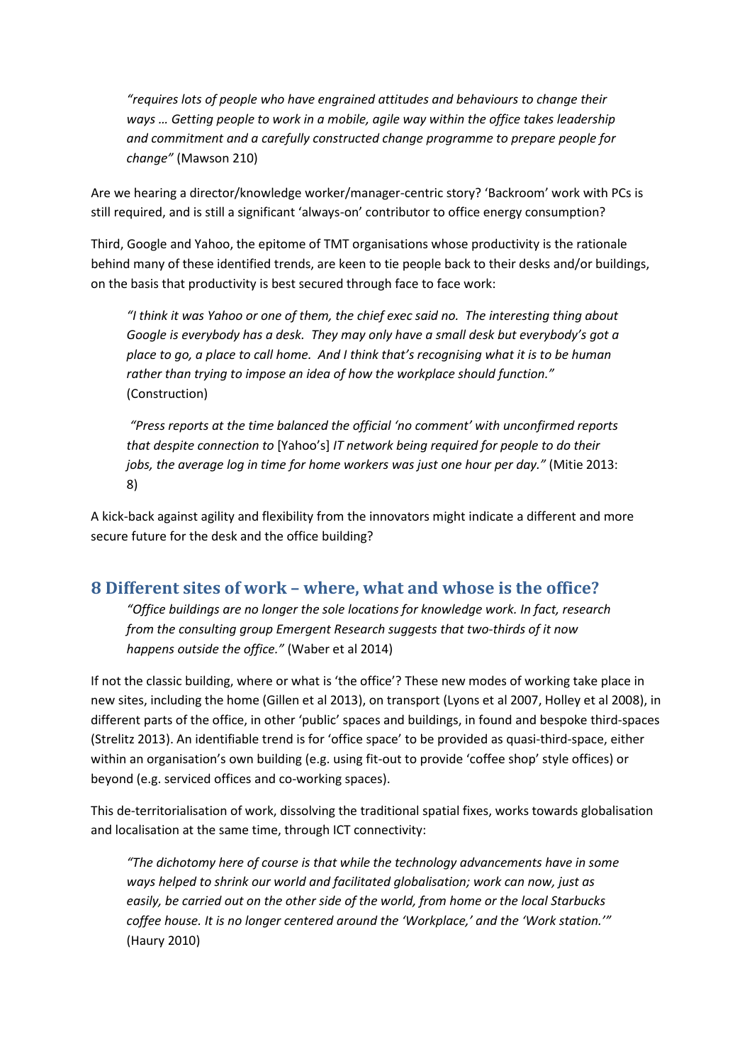> *"requires lots of people who have engrained attitudes and behaviours to change their ways … Getting people to work in a mobile, agile way within the office takes leadership and commitment and a carefully constructed change programme to prepare people for change"* (Mawson 210)

Are we hearing a director/knowledge worker/manager-centric story? 'Backroom' work with PCs is still required, and is still a significant 'always-on' contributor to office energy consumption?

Third, Google and Yahoo, the epitome of TMT organisations whose productivity is the rationale behind many of these identified trends, are keen to tie people back to their desks and/or buildings, on the basis that productivity is best secured through face to face work:

> *"I think it was Yahoo or one of them, the chief exec said no. The interesting thing about Google is everybody has a desk. They may only have a small desk but everybody's got a place to go, a place to call home. And I think that's recognising what it is to be human rather than trying to impose an idea of how the workplace should function."* (Construction)

> *"Press reports at the time balanced the official 'no comment' with unconfirmed reports that despite connection to* [Yahoo's] *IT network being required for people to do their jobs, the average log in time for home workers was just one hour per day."* (Mitie 2013: 8)

A kick-back against agility and flexibility from the innovators might indicate a different and more secure future for the desk and the office building?

## 8 Different sites of work – where, what and whose is the office?

> *"Office buildings are no longer the sole locations for knowledge work. In fact, research from the consulting group Emergent Research suggests that two-thirds of it now happens outside the office."* (Waber et al 2014)

If not the classic building, where or what is 'the office'? These new modes of working take place in new sites, including the home (Gillen et al 2013), on transport (Lyons et al 2007, Holley et al 2008), in different parts of the office, in other 'public' spaces and buildings, in found and bespoke third-spaces (Strelitz 2013). An identifiable trend is for 'office space' to be provided as quasi-third-space, either within an organisation's own building (e.g. using fit-out to provide 'coffee shop' style offices) or beyond (e.g. serviced offices and co-working spaces).

This de-territorialisation of work, dissolving the traditional spatial fixes, works towards globalisation and localisation at the same time, through ICT connectivity:

> *"The dichotomy here of course is that while the technology advancements have in some ways helped to shrink our world and facilitated globalisation; work can now, just as easily, be carried out on the other side of the world, from home or the local Starbucks coffee house. It is no longer centered around the 'Workplace,' and the 'Work station.'"* (Haury 2010)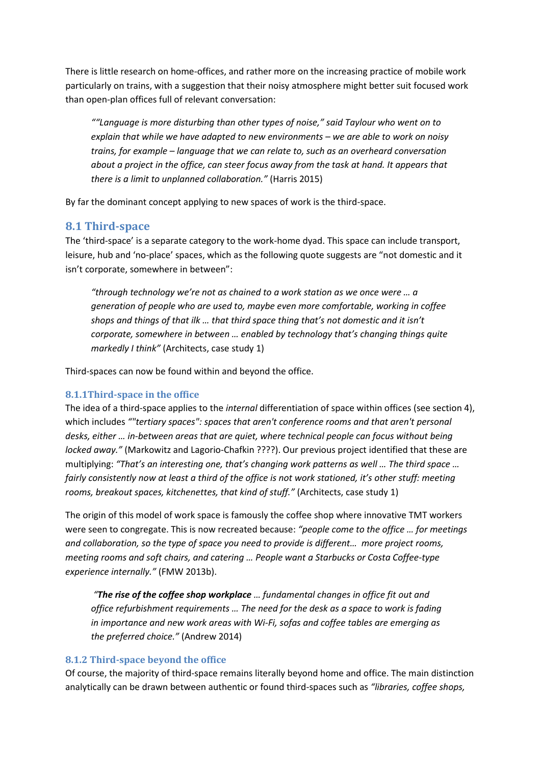There is little research on home-offices, and rather more on the increasing practice of mobile work particularly on trains, with a suggestion that their noisy atmosphere might better suit focused work than open-plan offices full of relevant conversation:

> *""Language is more disturbing than other types of noise," said Taylour who went on to explain that while we have adapted to new environments – we are able to work on noisy trains, for example – language that we can relate to, such as an overheard conversation about a project in the office, can steer focus away from the task at hand. It appears that there is a limit to unplanned collaboration."* (Harris 2015)

By far the dominant concept applying to new spaces of work is the third-space.

## 8.1 Third-space

The 'third-space' is a separate category to the work-home dyad. This space can include transport, leisure, hub and 'no-place' spaces, which as the following quote suggests are "not domestic and it isn't corporate, somewhere in between":

> *"through technology we're not as chained to a work station as we once were … a generation of people who are used to, maybe even more comfortable, working in coffee shops and things of that ilk … that third space thing that's not domestic and it isn't corporate, somewhere in between … enabled by technology that's changing things quite markedly I think"* (Architects, case study 1)

Third-spaces can now be found within and beyond the office.

### 8.1.1Third-space in the office

The idea of a third-space applies to the *internal* differentiation of space within offices (see section 4), which includes *""tertiary spaces": spaces that aren't conference rooms and that aren't personal desks, either … in-between areas that are quiet, where technical people can focus without being locked away."* (Markowitz and Lagorio-Chafkin ????). Our previous project identified that these are multiplying: *"That's an interesting one, that's changing work patterns as well … The third space … fairly consistently now at least a third of the office is not work stationed, it's other stuff: meeting rooms, breakout spaces, kitchenettes, that kind of stuff."* (Architects, case study 1)

The origin of this model of work space is famously the coffee shop where innovative TMT workers were seen to congregate. This is now recreated because: *"people come to the office … for meetings and collaboration, so the type of space you need to provide is different… more project rooms, meeting rooms and soft chairs, and catering … People want a Starbucks or Costa Coffee-type experience internally."* (FMW 2013b).

> *"**The rise of the coffee shop workplace** … fundamental changes in office fit out and office refurbishment requirements … The need for the desk as a space to work is fading in importance and new work areas with Wi-Fi, sofas and coffee tables are emerging as the preferred choice."* (Andrew 2014)

### 8.1.2 Third-space beyond the office

Of course, the majority of third-space remains literally beyond home and office. The main distinction analytically can be drawn between authentic or found third-spaces such as *"libraries, coffee shops,*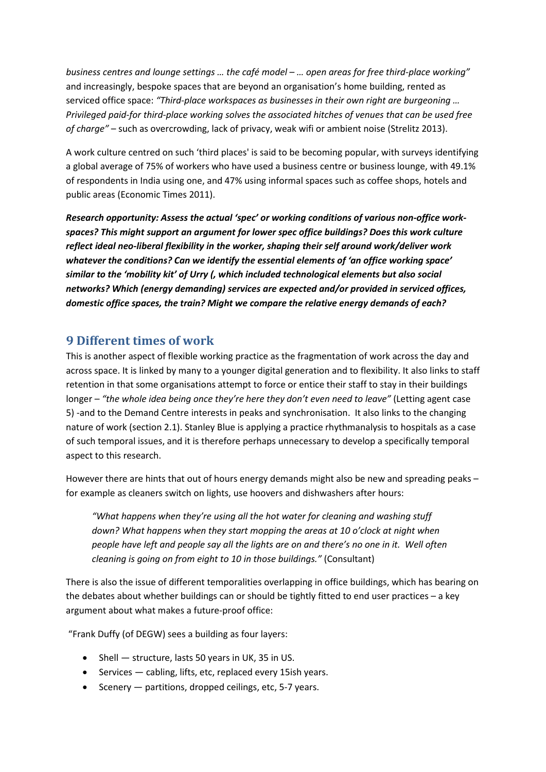*business centres and lounge settings … the café model – … open areas for free third-place working"* and increasingly, bespoke spaces that are beyond an organisation's home building, rented as serviced office space: *"Third-place workspaces as businesses in their own right are burgeoning … Privileged paid-for third-place working solves the associated hitches of venues that can be used free of charge"* – such as overcrowding, lack of privacy, weak wifi or ambient noise (Strelitz 2013).

A work culture centred on such 'third places' is said to be becoming popular, with surveys identifying a global average of 75% of workers who have used a business centre or business lounge, with 49.1% of respondents in India using one, and 47% using informal spaces such as coffee shops, hotels and public areas (Economic Times 2011).

***Research opportunity: Assess the actual 'spec' or working conditions of various non-office work-spaces? This might support an argument for lower spec office buildings? Does this work culture reflect ideal neo-liberal flexibility in the worker, shaping their self around work/deliver work whatever the conditions? Can we identify the essential elements of 'an office working space' similar to the 'mobility kit' of Urry (, which included technological elements but also social networks? Which (energy demanding) services are expected and/or provided in serviced offices, domestic office spaces, the train? Might we compare the relative energy demands of each?***

## 9 Different times of work

This is another aspect of flexible working practice as the fragmentation of work across the day and across space. It is linked by many to a younger digital generation and to flexibility. It also links to staff retention in that some organisations attempt to force or entice their staff to stay in their buildings longer – *"the whole idea being once they're here they don't even need to leave"* (Letting agent case 5) -and to the Demand Centre interests in peaks and synchronisation. It also links to the changing nature of work (section 2.1). Stanley Blue is applying a practice rhythmanalysis to hospitals as a case of such temporal issues, and it is therefore perhaps unnecessary to develop a specifically temporal aspect to this research.

However there are hints that out of hours energy demands might also be new and spreading peaks – for example as cleaners switch on lights, use hoovers and dishwashers after hours:

> *"What happens when they're using all the hot water for cleaning and washing stuff down? What happens when they start mopping the areas at 10 o'clock at night when people have left and people say all the lights are on and there's no one in it. Well often cleaning is going on from eight to 10 in those buildings."* (Consultant)

There is also the issue of different temporalities overlapping in office buildings, which has bearing on the debates about whether buildings can or should be tightly fitted to end user practices – a key argument about what makes a future-proof office:

"Frank Duffy (of DEGW) sees a building as four layers:

- Shell — structure, lasts 50 years in UK, 35 in US.
- Services — cabling, lifts, etc, replaced every 15ish years.
- Scenery — partitions, dropped ceilings, etc, 5-7 years.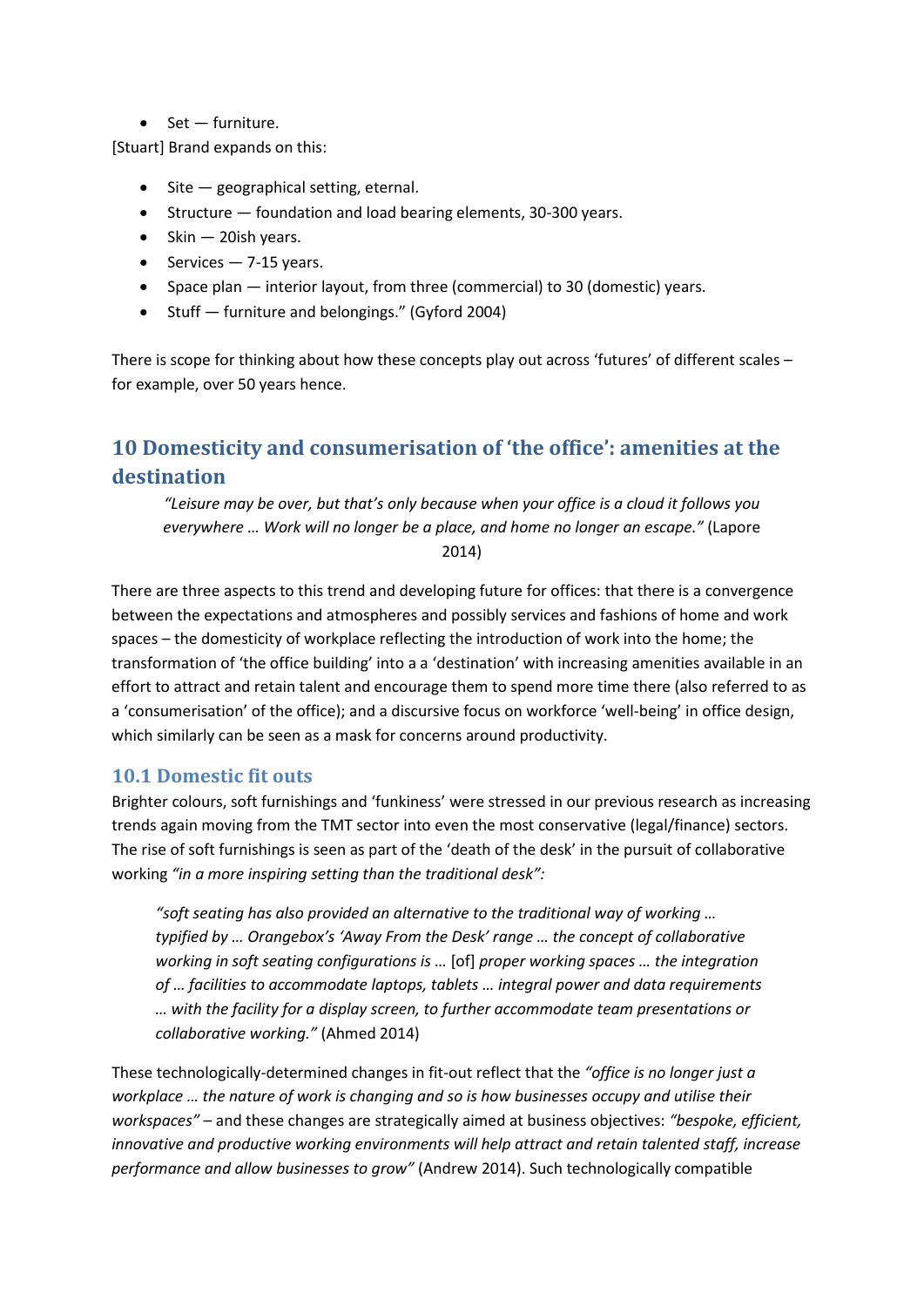- Set — furniture.

[Stuart] Brand expands on this:

- Site — geographical setting, eternal.
- Structure — foundation and load bearing elements, 30-300 years.
- Skin — 20ish years.
- Services — 7-15 years.
- Space plan — interior layout, from three (commercial) to 30 (domestic) years.
- Stuff — furniture and belongings." (Gyford 2004)

There is scope for thinking about how these concepts play out across 'futures' of different scales – for example, over 50 years hence.

## 10 Domesticity and consumerisation of 'the office': amenities at the destination

> *"Leisure may be over, but that's only because when your office is a cloud it follows you everywhere … Work will no longer be a place, and home no longer an escape."* (Lapore 2014)

There are three aspects to this trend and developing future for offices: that there is a convergence between the expectations and atmospheres and possibly services and fashions of home and work spaces – the domesticity of workplace reflecting the introduction of work into the home; the transformation of 'the office building' into a a 'destination' with increasing amenities available in an effort to attract and retain talent and encourage them to spend more time there (also referred to as a 'consumerisation' of the office); and a discursive focus on workforce 'well-being' in office design, which similarly can be seen as a mask for concerns around productivity.

### 10.1 Domestic fit outs

Brighter colours, soft furnishings and 'funkiness' were stressed in our previous research as increasing trends again moving from the TMT sector into even the most conservative (legal/finance) sectors. The rise of soft furnishings is seen as part of the 'death of the desk' in the pursuit of collaborative working *"in a more inspiring setting than the traditional desk":*

> *"soft seating has also provided an alternative to the traditional way of working … typified by … Orangebox's 'Away From the Desk' range … the concept of collaborative working in soft seating configurations is …* [of] *proper working spaces … the integration of … facilities to accommodate laptops, tablets … integral power and data requirements … with the facility for a display screen, to further accommodate team presentations or collaborative working."* (Ahmed 2014)

These technologically-determined changes in fit-out reflect that the *"office is no longer just a workplace … the nature of work is changing and so is how businesses occupy and utilise their workspaces"* – and these changes are strategically aimed at business objectives: *"bespoke, efficient, innovative and productive working environments will help attract and retain talented staff, increase performance and allow businesses to grow"* (Andrew 2014). Such technologically compatible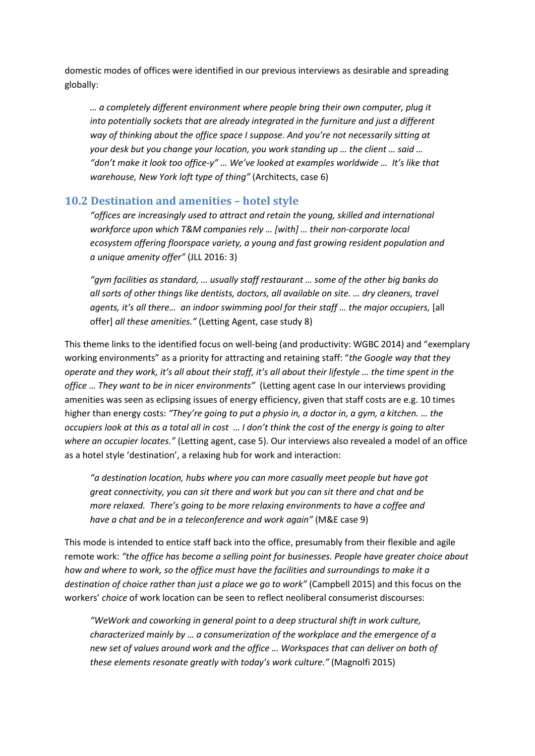domestic modes of offices were identified in our previous interviews as desirable and spreading globally:

> *… a completely different environment where people bring their own computer, plug it into potentially sockets that are already integrated in the furniture and just a different way of thinking about the office space I suppose. And you're not necessarily sitting at your desk but you change your location, you work standing up … the client … said … "don't make it look too office-y" … We've looked at examples worldwide … It's like that warehouse, New York loft type of thing"* (Architects, case 6)

## 10.2 Destination and amenities – hotel style

> *"offices are increasingly used to attract and retain the young, skilled and international workforce upon which T&M companies rely … [with] … their non-corporate local ecosystem offering floorspace variety, a young and fast growing resident population and a unique amenity offer"* (JLL 2016: 3)

> *"gym facilities as standard, … usually staff restaurant … some of the other big banks do all sorts of other things like dentists, doctors, all available on site. … dry cleaners, travel agents, it's all there… an indoor swimming pool for their staff … the major occupiers,* [all offer] *all these amenities."* (Letting Agent, case study 8)

This theme links to the identified focus on well-being (and productivity: WGBC 2014) and "exemplary working environments" as a priority for attracting and retaining staff: "*the Google way that they operate and they work, it's all about their staff, it's all about their lifestyle … the time spent in the office … They want to be in nicer environments"* (Letting agent case In our interviews providing amenities was seen as eclipsing issues of energy efficiency, given that staff costs are e.g. 10 times higher than energy costs: *"They're going to put a physio in, a doctor in, a gym, a kitchen. … the occupiers look at this as a total all in cost … I don't think the cost of the energy is going to alter where an occupier locates."* (Letting agent, case 5). Our interviews also revealed a model of an office as a hotel style 'destination', a relaxing hub for work and interaction:

> *"a destination location, hubs where you can more casually meet people but have got great connectivity, you can sit there and work but you can sit there and chat and be more relaxed. There's going to be more relaxing environments to have a coffee and have a chat and be in a teleconference and work again"* (M&E case 9)

This mode is intended to entice staff back into the office, presumably from their flexible and agile remote work: *"the office has become a selling point for businesses. People have greater choice about how and where to work, so the office must have the facilities and surroundings to make it a destination of choice rather than just a place we go to work"* (Campbell 2015) and this focus on the workers' *choice* of work location can be seen to reflect neoliberal consumerist discourses:

> *"WeWork and coworking in general point to a deep structural shift in work culture, characterized mainly by … a consumerization of the workplace and the emergence of a new set of values around work and the office … Workspaces that can deliver on both of these elements resonate greatly with today's work culture."* (Magnolfi 2015)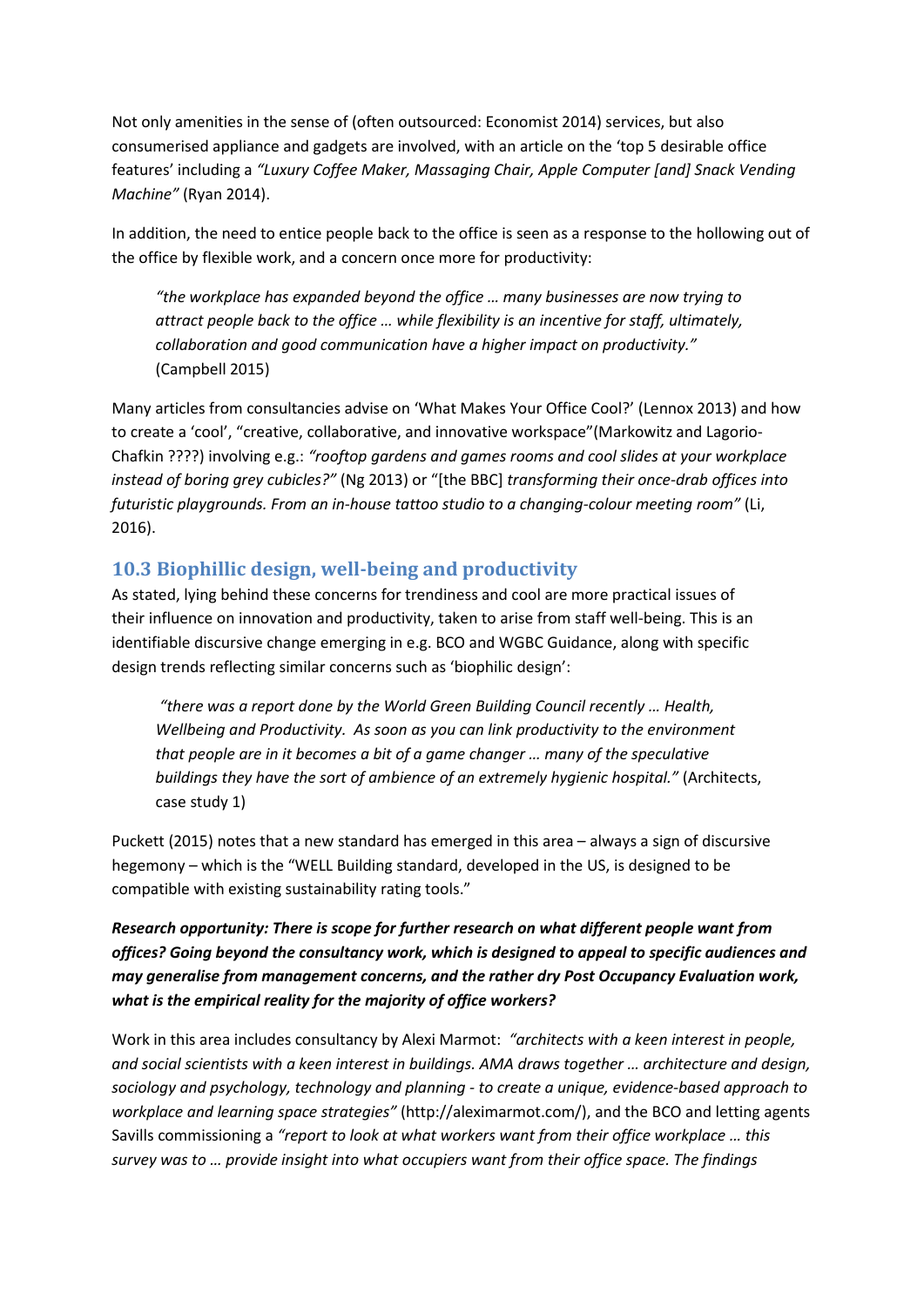Not only amenities in the sense of (often outsourced: Economist 2014) services, but also consumerised appliance and gadgets are involved, with an article on the 'top 5 desirable office features' including a *"Luxury Coffee Maker, Massaging Chair, Apple Computer [and] Snack Vending Machine"* (Ryan 2014).

In addition, the need to entice people back to the office is seen as a response to the hollowing out of the office by flexible work, and a concern once more for productivity:

> *"the workplace has expanded beyond the office … many businesses are now trying to attract people back to the office … while flexibility is an incentive for staff, ultimately, collaboration and good communication have a higher impact on productivity."* (Campbell 2015)

Many articles from consultancies advise on 'What Makes Your Office Cool?' (Lennox 2013) and how to create a 'cool', "creative, collaborative, and innovative workspace"(Markowitz and Lagorio-Chafkin ????) involving e.g.: *"rooftop gardens and games rooms and cool slides at your workplace instead of boring grey cubicles?"* (Ng 2013) or "[the BBC] *transforming their once-drab offices into futuristic playgrounds. From an in-house tattoo studio to a changing-colour meeting room"* (Li, 2016).

## 10.3 Biophillic design, well-being and productivity

As stated, lying behind these concerns for trendiness and cool are more practical issues of their influence on innovation and productivity, taken to arise from staff well-being. This is an identifiable discursive change emerging in e.g. BCO and WGBC Guidance, along with specific design trends reflecting similar concerns such as 'biophilic design':

> *"there was a report done by the World Green Building Council recently … Health, Wellbeing and Productivity. As soon as you can link productivity to the environment that people are in it becomes a bit of a game changer … many of the speculative buildings they have the sort of ambience of an extremely hygienic hospital."* (Architects, case study 1)

Puckett (2015) notes that a new standard has emerged in this area – always a sign of discursive hegemony – which is the "WELL Building standard, developed in the US, is designed to be compatible with existing sustainability rating tools."

***Research opportunity: There is scope for further research on what different people want from offices? Going beyond the consultancy work, which is designed to appeal to specific audiences and may generalise from management concerns, and the rather dry Post Occupancy Evaluation work, what is the empirical reality for the majority of office workers?***

Work in this area includes consultancy by Alexi Marmot: *"architects with a keen interest in people, and social scientists with a keen interest in buildings. AMA draws together … architecture and design, sociology and psychology, technology and planning - to create a unique, evidence-based approach to workplace and learning space strategies"* (http://aleximarmot.com/), and the BCO and letting agents Savills commissioning a *"report to look at what workers want from their office workplace … this survey was to … provide insight into what occupiers want from their office space. The findings*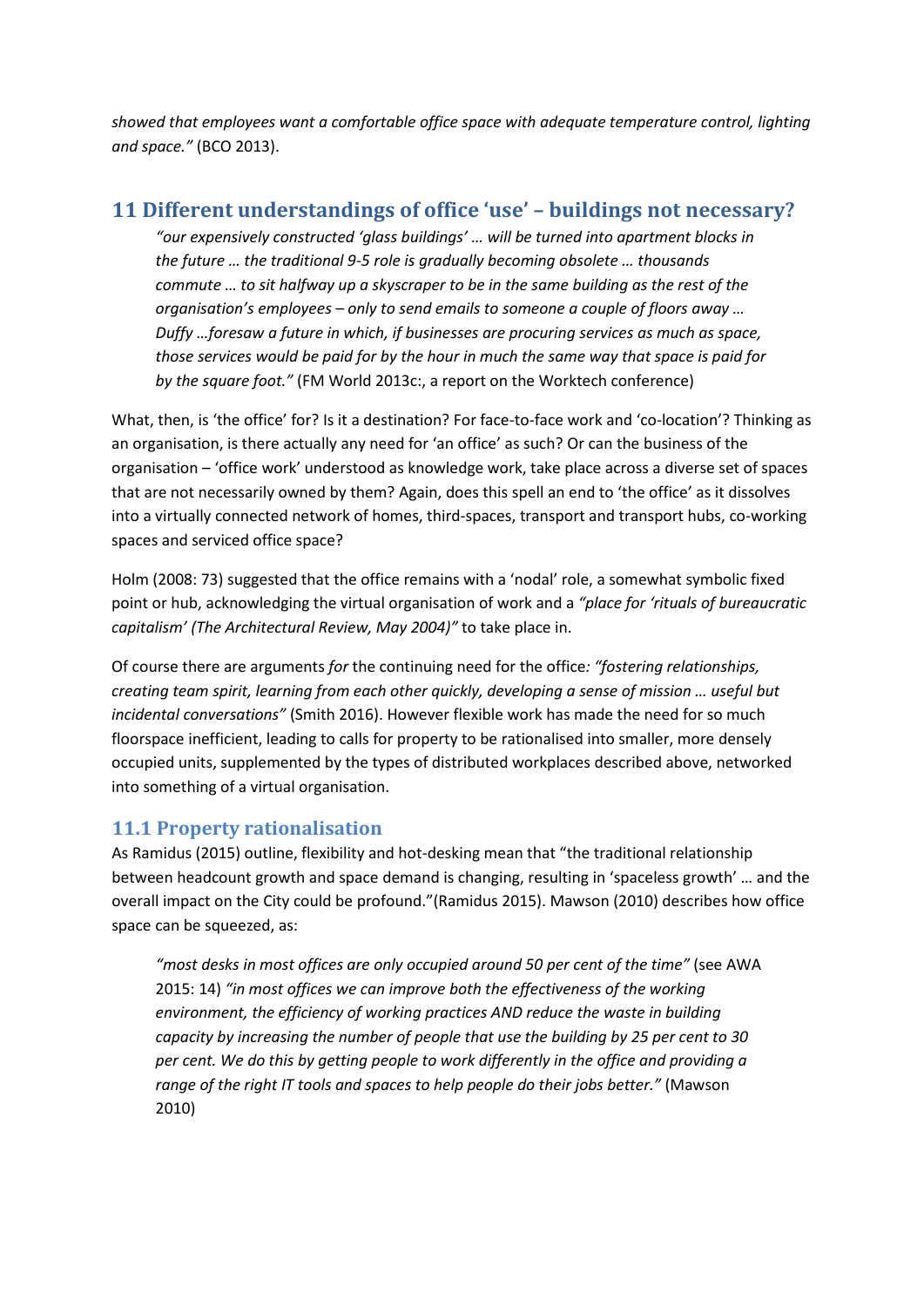*showed that employees want a comfortable office space with adequate temperature control, lighting and space."* (BCO 2013).

## 11 Different understandings of office 'use' – buildings not necessary?

> *"our expensively constructed 'glass buildings' … will be turned into apartment blocks in the future … the traditional 9-5 role is gradually becoming obsolete … thousands commute … to sit halfway up a skyscraper to be in the same building as the rest of the organisation's employees – only to send emails to someone a couple of floors away … Duffy …foresaw a future in which, if businesses are procuring services as much as space, those services would be paid for by the hour in much the same way that space is paid for by the square foot."* (FM World 2013c:, a report on the Worktech conference)

What, then, is 'the office' for? Is it a destination? For face-to-face work and 'co-location'? Thinking as an organisation, is there actually any need for 'an office' as such? Or can the business of the organisation – 'office work' understood as knowledge work, take place across a diverse set of spaces that are not necessarily owned by them? Again, does this spell an end to 'the office' as it dissolves into a virtually connected network of homes, third-spaces, transport and transport hubs, co-working spaces and serviced office space?

Holm (2008: 73) suggested that the office remains with a 'nodal' role, a somewhat symbolic fixed point or hub, acknowledging the virtual organisation of work and a *"place for 'rituals of bureaucratic capitalism' (The Architectural Review, May 2004)"* to take place in.

Of course there are arguments *for* the continuing need for the office*: "fostering relationships, creating team spirit, learning from each other quickly, developing a sense of mission … useful but incidental conversations"* (Smith 2016). However flexible work has made the need for so much floorspace inefficient, leading to calls for property to be rationalised into smaller, more densely occupied units, supplemented by the types of distributed workplaces described above, networked into something of a virtual organisation.

### 11.1 Property rationalisation

As Ramidus (2015) outline, flexibility and hot-desking mean that "the traditional relationship between headcount growth and space demand is changing, resulting in 'spaceless growth' … and the overall impact on the City could be profound."(Ramidus 2015). Mawson (2010) describes how office space can be squeezed, as:

> *"most desks in most offices are only occupied around 50 per cent of the time"* (see AWA 2015: 14) *"in most offices we can improve both the effectiveness of the working environment, the efficiency of working practices AND reduce the waste in building capacity by increasing the number of people that use the building by 25 per cent to 30 per cent. We do this by getting people to work differently in the office and providing a range of the right IT tools and spaces to help people do their jobs better."* (Mawson 2010)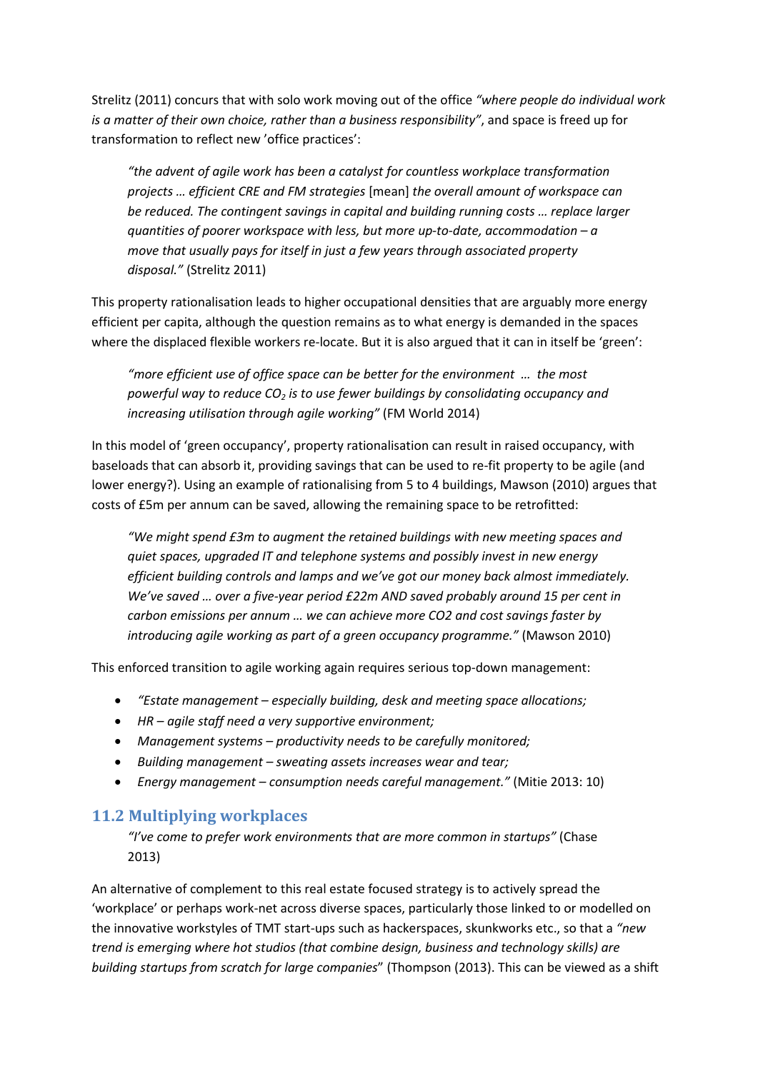Strelitz (2011) concurs that with solo work moving out of the office *"where people do individual work is a matter of their own choice, rather than a business responsibility"*, and space is freed up for transformation to reflect new 'office practices':

> *"the advent of agile work has been a catalyst for countless workplace transformation projects … efficient CRE and FM strategies* [mean] *the overall amount of workspace can be reduced. The contingent savings in capital and building running costs … replace larger quantities of poorer workspace with less, but more up-to-date, accommodation – a move that usually pays for itself in just a few years through associated property disposal."* (Strelitz 2011)

This property rationalisation leads to higher occupational densities that are arguably more energy efficient per capita, although the question remains as to what energy is demanded in the spaces where the displaced flexible workers re-locate. But it is also argued that it can in itself be 'green':

> *"more efficient use of office space can be better for the environment … the most powerful way to reduce $CO_2$ is to use fewer buildings by consolidating occupancy and increasing utilisation through agile working"* (FM World 2014)

In this model of 'green occupancy', property rationalisation can result in raised occupancy, with baseloads that can absorb it, providing savings that can be used to re-fit property to be agile (and lower energy?). Using an example of rationalising from 5 to 4 buildings, Mawson (2010) argues that costs of £5m per annum can be saved, allowing the remaining space to be retrofitted:

> *"We might spend £3m to augment the retained buildings with new meeting spaces and quiet spaces, upgraded IT and telephone systems and possibly invest in new energy efficient building controls and lamps and we've got our money back almost immediately. We've saved … over a five-year period £22m AND saved probably around 15 per cent in carbon emissions per annum … we can achieve more CO2 and cost savings faster by introducing agile working as part of a green occupancy programme."* (Mawson 2010)

This enforced transition to agile working again requires serious top-down management:

- *"Estate management – especially building, desk and meeting space allocations;*
- *HR – agile staff need a very supportive environment;*
- *Management systems – productivity needs to be carefully monitored;*
- *Building management – sweating assets increases wear and tear;*
- *Energy management – consumption needs careful management."* (Mitie 2013: 10)

## 11.2 Multiplying workplaces

> *"I've come to prefer work environments that are more common in startups"* (Chase 2013)

An alternative of complement to this real estate focused strategy is to actively spread the 'workplace' or perhaps work-net across diverse spaces, particularly those linked to or modelled on the innovative workstyles of TMT start-ups such as hackerspaces, skunkworks etc., so that a *"new trend is emerging where hot studios (that combine design, business and technology skills) are building startups from scratch for large companies*" (Thompson (2013). This can be viewed as a shift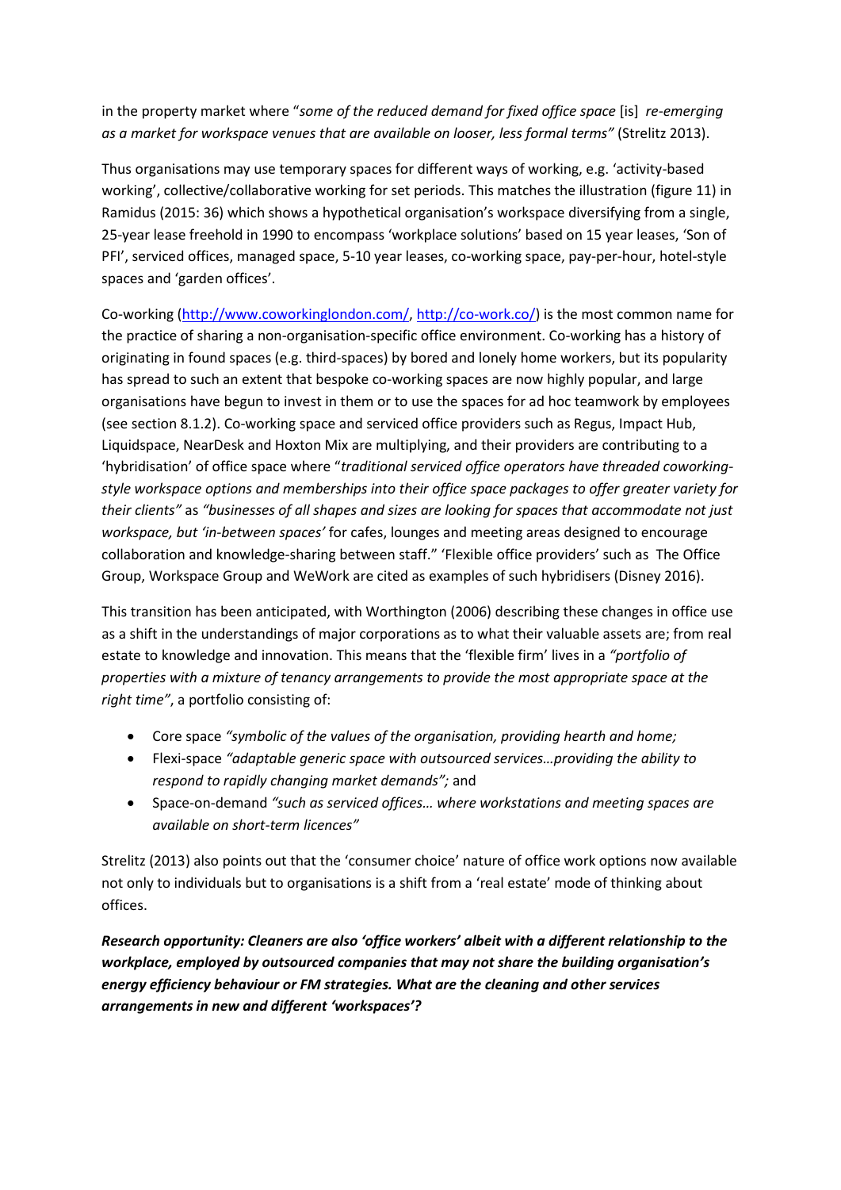in the property market where "*some of the reduced demand for fixed office space* [is] *re-emerging as a market for workspace venues that are available on looser, less formal terms"* (Strelitz 2013).

Thus organisations may use temporary spaces for different ways of working, e.g. 'activity-based working', collective/collaborative working for set periods. This matches the illustration (figure 11) in Ramidus (2015: 36) which shows a hypothetical organisation's workspace diversifying from a single, 25-year lease freehold in 1990 to encompass 'workplace solutions' based on 15 year leases, 'Son of PFI', serviced offices, managed space, 5-10 year leases, co-working space, pay-per-hour, hotel-style spaces and 'garden offices'.

Co-working (http://www.coworkinglondon.com/, http://co-work.co/) is the most common name for the practice of sharing a non-organisation-specific office environment. Co-working has a history of originating in found spaces (e.g. third-spaces) by bored and lonely home workers, but its popularity has spread to such an extent that bespoke co-working spaces are now highly popular, and large organisations have begun to invest in them or to use the spaces for ad hoc teamwork by employees (see section 8.1.2). Co-working space and serviced office providers such as Regus, Impact Hub, Liquidspace, NearDesk and Hoxton Mix are multiplying, and their providers are contributing to a 'hybridisation' of office space where "*traditional serviced office operators have threaded coworking-style workspace options and memberships into their office space packages to offer greater variety for their clients"* as *"businesses of all shapes and sizes are looking for spaces that accommodate not just workspace, but 'in-between spaces'* for cafes, lounges and meeting areas designed to encourage collaboration and knowledge-sharing between staff." 'Flexible office providers' such as The Office Group, Workspace Group and WeWork are cited as examples of such hybridisers (Disney 2016).

This transition has been anticipated, with Worthington (2006) describing these changes in office use as a shift in the understandings of major corporations as to what their valuable assets are; from real estate to knowledge and innovation. This means that the 'flexible firm' lives in a *"portfolio of properties with a mixture of tenancy arrangements to provide the most appropriate space at the right time"*, a portfolio consisting of:

- Core space *"symbolic of the values of the organisation, providing hearth and home;*
- Flexi-space *"adaptable generic space with outsourced services…providing the ability to respond to rapidly changing market demands";* and
- Space-on-demand *"such as serviced offices… where workstations and meeting spaces are available on short-term licences"*

Strelitz (2013) also points out that the 'consumer choice' nature of office work options now available not only to individuals but to organisations is a shift from a 'real estate' mode of thinking about offices.

***Research opportunity: Cleaners are also 'office workers' albeit with a different relationship to the workplace, employed by outsourced companies that may not share the building organisation's energy efficiency behaviour or FM strategies. What are the cleaning and other services arrangements in new and different 'workspaces'?***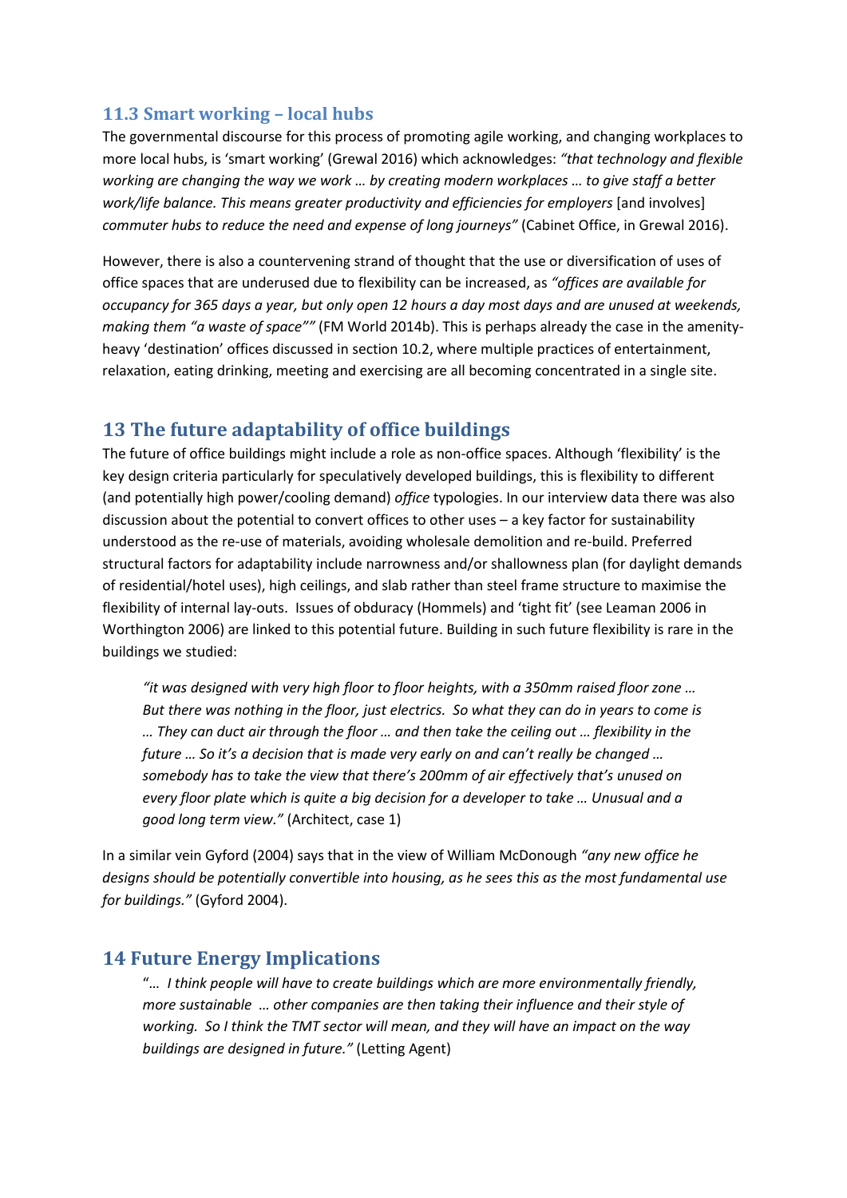### 11.3 Smart working – local hubs

The governmental discourse for this process of promoting agile working, and changing workplaces to more local hubs, is 'smart working' (Grewal 2016) which acknowledges: *"that technology and flexible working are changing the way we work … by creating modern workplaces … to give staff a better work/life balance. This means greater productivity and efficiencies for employers* [and involves] *commuter hubs to reduce the need and expense of long journeys"* (Cabinet Office, in Grewal 2016).

However, there is also a countervening strand of thought that the use or diversification of uses of office spaces that are underused due to flexibility can be increased, as *"offices are available for occupancy for 365 days a year, but only open 12 hours a day most days and are unused at weekends, making them "a waste of space""* (FM World 2014b). This is perhaps already the case in the amenity-heavy 'destination' offices discussed in section 10.2, where multiple practices of entertainment, relaxation, eating drinking, meeting and exercising are all becoming concentrated in a single site.

## 13 The future adaptability of office buildings

The future of office buildings might include a role as non-office spaces. Although 'flexibility' is the key design criteria particularly for speculatively developed buildings, this is flexibility to different (and potentially high power/cooling demand) *office* typologies. In our interview data there was also discussion about the potential to convert offices to other uses – a key factor for sustainability understood as the re-use of materials, avoiding wholesale demolition and re-build. Preferred structural factors for adaptability include narrowness and/or shallowness plan (for daylight demands of residential/hotel uses), high ceilings, and slab rather than steel frame structure to maximise the flexibility of internal lay-outs. Issues of obduracy (Hommels) and 'tight fit' (see Leaman 2006 in Worthington 2006) are linked to this potential future. Building in such future flexibility is rare in the buildings we studied:

> *"it was designed with very high floor to floor heights, with a 350mm raised floor zone … But there was nothing in the floor, just electrics. So what they can do in years to come is … They can duct air through the floor … and then take the ceiling out … flexibility in the future … So it's a decision that is made very early on and can't really be changed … somebody has to take the view that there's 200mm of air effectively that's unused on every floor plate which is quite a big decision for a developer to take … Unusual and a good long term view."* (Architect, case 1)

In a similar vein Gyford (2004) says that in the view of William McDonough *"any new office he designs should be potentially convertible into housing, as he sees this as the most fundamental use for buildings."* (Gyford 2004).

## 14 Future Energy Implications

> "*… I think people will have to create buildings which are more environmentally friendly, more sustainable … other companies are then taking their influence and their style of working. So I think the TMT sector will mean, and they will have an impact on the way buildings are designed in future."* (Letting Agent)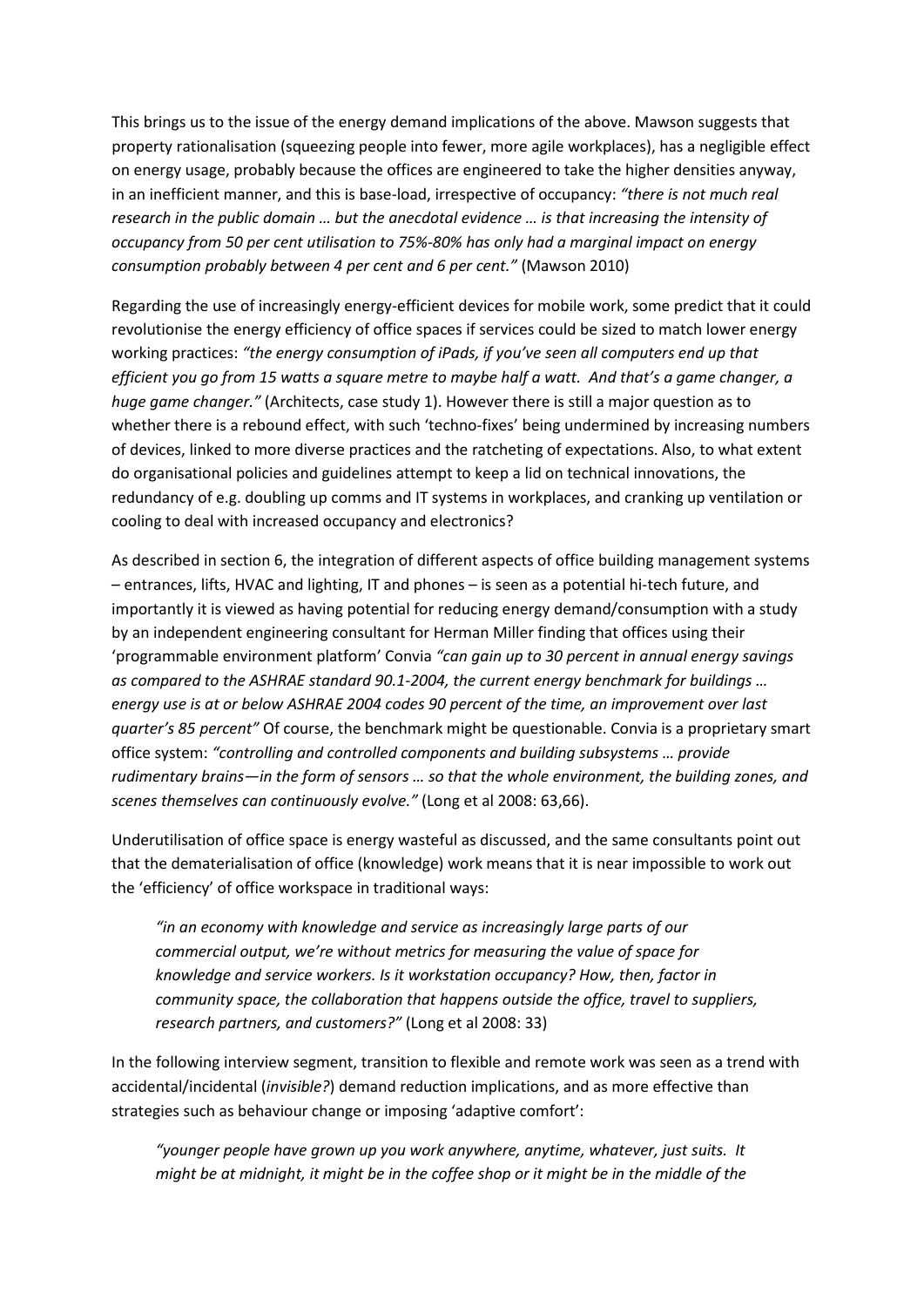This brings us to the issue of the energy demand implications of the above. Mawson suggests that property rationalisation (squeezing people into fewer, more agile workplaces), has a negligible effect on energy usage, probably because the offices are engineered to take the higher densities anyway, in an inefficient manner, and this is base-load, irrespective of occupancy: *"there is not much real research in the public domain … but the anecdotal evidence … is that increasing the intensity of occupancy from 50 per cent utilisation to 75%-80% has only had a marginal impact on energy consumption probably between 4 per cent and 6 per cent."* (Mawson 2010)

Regarding the use of increasingly energy-efficient devices for mobile work, some predict that it could revolutionise the energy efficiency of office spaces if services could be sized to match lower energy working practices: *"the energy consumption of iPads, if you've seen all computers end up that efficient you go from 15 watts a square metre to maybe half a watt. And that's a game changer, a huge game changer."* (Architects, case study 1). However there is still a major question as to whether there is a rebound effect, with such 'techno-fixes' being undermined by increasing numbers of devices, linked to more diverse practices and the ratcheting of expectations. Also, to what extent do organisational policies and guidelines attempt to keep a lid on technical innovations, the redundancy of e.g. doubling up comms and IT systems in workplaces, and cranking up ventilation or cooling to deal with increased occupancy and electronics?

As described in section 6, the integration of different aspects of office building management systems – entrances, lifts, HVAC and lighting, IT and phones – is seen as a potential hi-tech future, and importantly it is viewed as having potential for reducing energy demand/consumption with a study by an independent engineering consultant for Herman Miller finding that offices using their 'programmable environment platform' Convia *"can gain up to 30 percent in annual energy savings as compared to the ASHRAE standard 90.1-2004, the current energy benchmark for buildings … energy use is at or below ASHRAE 2004 codes 90 percent of the time, an improvement over last quarter's 85 percent"* Of course, the benchmark might be questionable. Convia is a proprietary smart office system: *"controlling and controlled components and building subsystems … provide rudimentary brains—in the form of sensors … so that the whole environment, the building zones, and scenes themselves can continuously evolve."* (Long et al 2008: 63,66).

Underutilisation of office space is energy wasteful as discussed, and the same consultants point out that the dematerialisation of office (knowledge) work means that it is near impossible to work out the 'efficiency' of office workspace in traditional ways:

> *"in an economy with knowledge and service as increasingly large parts of our commercial output, we're without metrics for measuring the value of space for knowledge and service workers. Is it workstation occupancy? How, then, factor in community space, the collaboration that happens outside the office, travel to suppliers, research partners, and customers?"* (Long et al 2008: 33)

In the following interview segment, transition to flexible and remote work was seen as a trend with accidental/incidental (*invisible?*) demand reduction implications, and as more effective than strategies such as behaviour change or imposing 'adaptive comfort':

> *"younger people have grown up you work anywhere, anytime, whatever, just suits. It might be at midnight, it might be in the coffee shop or it might be in the middle of the*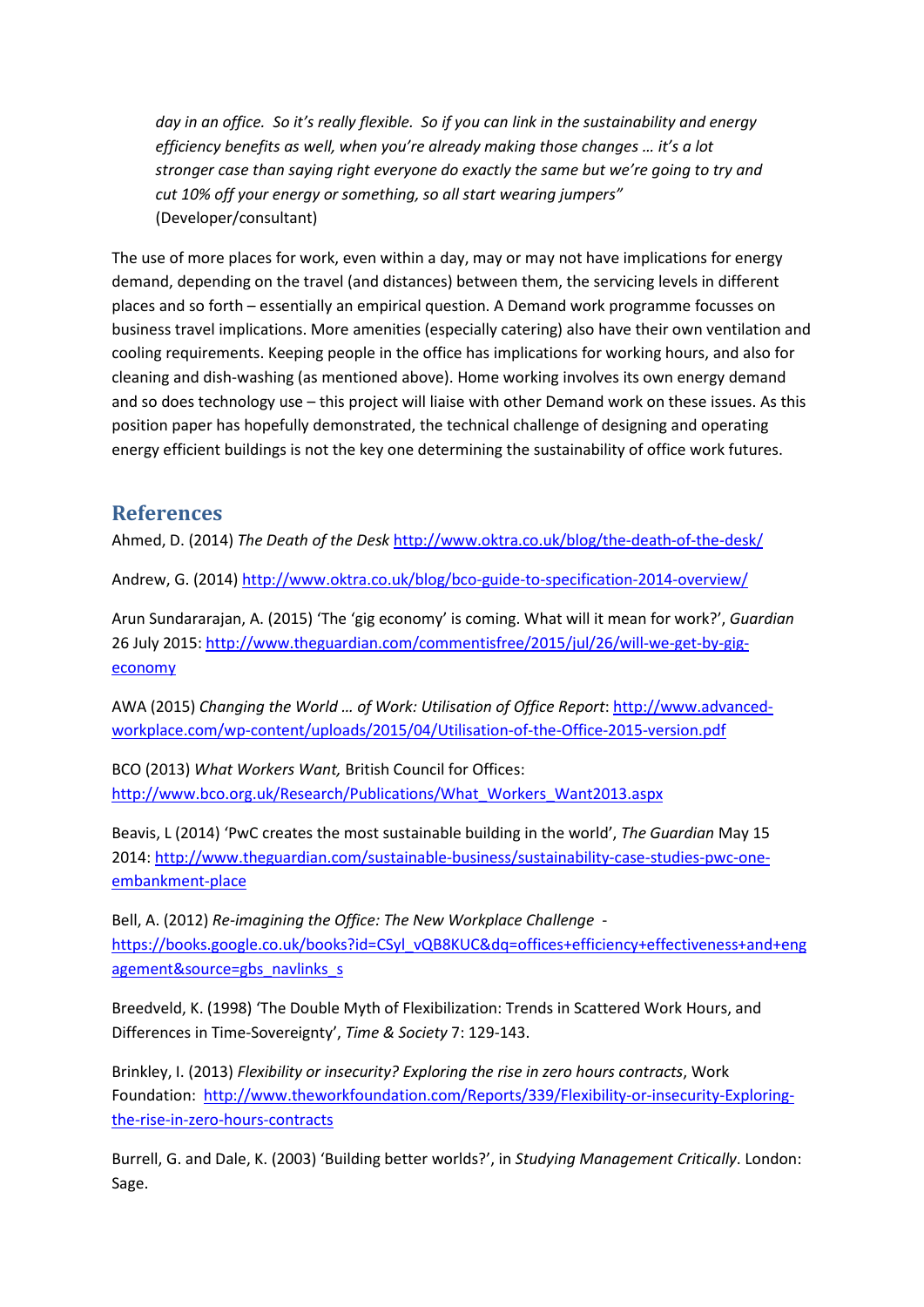*day in an office. So it's really flexible. So if you can link in the sustainability and energy efficiency benefits as well, when you're already making those changes … it's a lot stronger case than saying right everyone do exactly the same but we're going to try and cut 10% off your energy or something, so all start wearing jumpers"*
(Developer/consultant)

The use of more places for work, even within a day, may or may not have implications for energy demand, depending on the travel (and distances) between them, the servicing levels in different places and so forth – essentially an empirical question. A Demand work programme focusses on business travel implications. More amenities (especially catering) also have their own ventilation and cooling requirements. Keeping people in the office has implications for working hours, and also for cleaning and dish-washing (as mentioned above). Home working involves its own energy demand and so does technology use – this project will liaise with other Demand work on these issues. As this position paper has hopefully demonstrated, the technical challenge of designing and operating energy efficient buildings is not the key one determining the sustainability of office work futures.

## References

Ahmed, D. (2014) *The Death of the Desk* http://www.oktra.co.uk/blog/the-death-of-the-desk/

Andrew, G. (2014) http://www.oktra.co.uk/blog/bco-guide-to-specification-2014-overview/

Arun Sundararajan, A. (2015) 'The 'gig economy' is coming. What will it mean for work?', *Guardian* 26 July 2015: http://www.theguardian.com/commentisfree/2015/jul/26/will-we-get-by-gig-economy

AWA (2015) *Changing the World … of Work: Utilisation of Office Report*: http://www.advanced-workplace.com/wp-content/uploads/2015/04/Utilisation-of-the-Office-2015-version.pdf

BCO (2013) *What Workers Want,* British Council for Offices: http://www.bco.org.uk/Research/Publications/What_Workers_Want2013.aspx

Beavis, L (2014) 'PwC creates the most sustainable building in the world', *The Guardian* May 15 2014: http://www.theguardian.com/sustainable-business/sustainability-case-studies-pwc-one-embankment-place

Bell, A. (2012) *Re-imagining the Office: The New Workplace Challenge* - https://books.google.co.uk/books?id=CSyl_vQB8KUC&dq=offices+efficiency+effectiveness+and+engagement&source=gbs_navlinks_s

Breedveld, K. (1998) 'The Double Myth of Flexibilization: Trends in Scattered Work Hours, and Differences in Time-Sovereignty', *Time & Society* 7: 129-143.

Brinkley, I. (2013) *Flexibility or insecurity? Exploring the rise in zero hours contracts*, Work Foundation: http://www.theworkfoundation.com/Reports/339/Flexibility-or-insecurity-Exploring-the-rise-in-zero-hours-contracts

Burrell, G. and Dale, K. (2003) 'Building better worlds?', in *Studying Management Critically*. London: Sage.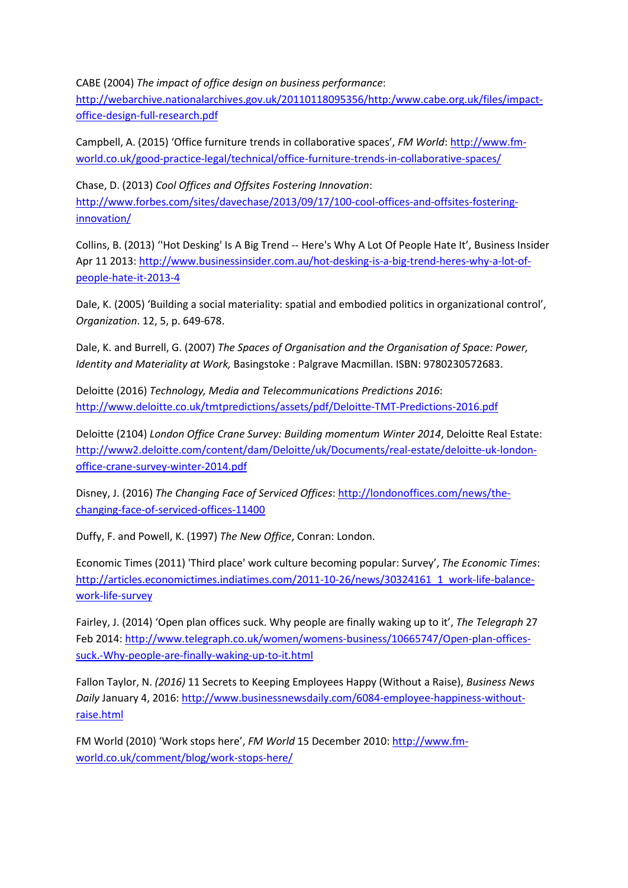CABE (2004) *The impact of office design on business performance*: http://webarchive.nationalarchives.gov.uk/20110118095356/http:/www.cabe.org.uk/files/impact-office-design-full-research.pdf

Campbell, A. (2015) 'Office furniture trends in collaborative spaces', *FM World*: http://www.fm-world.co.uk/good-practice-legal/technical/office-furniture-trends-in-collaborative-spaces/

Chase, D. (2013) *Cool Offices and Offsites Fostering Innovation*: http://www.forbes.com/sites/davechase/2013/09/17/100-cool-offices-and-offsites-fostering-innovation/

Collins, B. (2013) ''Hot Desking' Is A Big Trend -- Here's Why A Lot Of People Hate It', Business Insider Apr 11 2013: http://www.businessinsider.com.au/hot-desking-is-a-big-trend-heres-why-a-lot-of-people-hate-it-2013-4

Dale, K. (2005) 'Building a social materiality: spatial and embodied politics in organizational control', *Organization*. 12, 5, p. 649-678.

Dale, K. and Burrell, G. (2007) *The Spaces of Organisation and the Organisation of Space: Power, Identity and Materiality at Work,* Basingstoke : Palgrave Macmillan. ISBN: 9780230572683.

Deloitte (2016) *Technology, Media and Telecommunications Predictions 2016*: http://www.deloitte.co.uk/tmtpredictions/assets/pdf/Deloitte-TMT-Predictions-2016.pdf

Deloitte (2104) *London Office Crane Survey: Building momentum Winter 2014*, Deloitte Real Estate: http://www2.deloitte.com/content/dam/Deloitte/uk/Documents/real-estate/deloitte-uk-london-office-crane-survey-winter-2014.pdf

Disney, J. (2016) *The Changing Face of Serviced Offices*: http://londonoffices.com/news/the-changing-face-of-serviced-offices-11400

Duffy, F. and Powell, K. (1997) *The New Office*, Conran: London.

Economic Times (2011) 'Third place' work culture becoming popular: Survey', *The Economic Times*: http://articles.economictimes.indiatimes.com/2011-10-26/news/30324161_1_work-life-balance-work-life-survey

Fairley, J. (2014) 'Open plan offices suck. Why people are finally waking up to it', *The Telegraph* 27 Feb 2014: http://www.telegraph.co.uk/women/womens-business/10665747/Open-plan-offices-suck.-Why-people-are-finally-waking-up-to-it.html

Fallon Taylor, N. *(2016)* 11 Secrets to Keeping Employees Happy (Without a Raise), *Business News Daily* January 4, 2016: http://www.businessnewsdaily.com/6084-employee-happiness-without-raise.html

FM World (2010) 'Work stops here', *FM World* 15 December 2010: http://www.fm-world.co.uk/comment/blog/work-stops-here/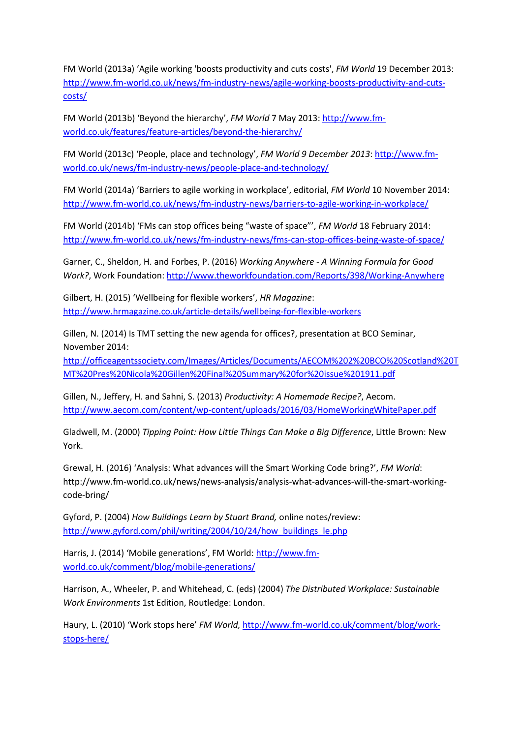FM World (2013a) ‘Agile working 'boosts productivity and cuts costs', *FM World* 19 December 2013: http://www.fm-world.co.uk/news/fm-industry-news/agile-working-boosts-productivity-and-cuts-costs/

FM World (2013b) ‘Beyond the hierarchy’, *FM World* 7 May 2013: http://www.fm-world.co.uk/features/feature-articles/beyond-the-hierarchy/

FM World (2013c) ‘People, place and technology’, *FM World 9 December 2013*: http://www.fm-world.co.uk/news/fm-industry-news/people-place-and-technology/

FM World (2014a) ‘Barriers to agile working in workplace’, editorial, *FM World* 10 November 2014: http://www.fm-world.co.uk/news/fm-industry-news/barriers-to-agile-working-in-workplace/

FM World (2014b) ‘FMs can stop offices being “waste of space”’, *FM World* 18 February 2014: http://www.fm-world.co.uk/news/fm-industry-news/fms-can-stop-offices-being-waste-of-space/

Garner, C., Sheldon, H. and Forbes, P. (2016) *Working Anywhere - A Winning Formula for Good Work?*, Work Foundation: http://www.theworkfoundation.com/Reports/398/Working-Anywhere

Gilbert, H. (2015) ‘Wellbeing for flexible workers’, *HR Magazine*: http://www.hrmagazine.co.uk/article-details/wellbeing-for-flexible-workers

Gillen, N. (2014) Is TMT setting the new agenda for offices?, presentation at BCO Seminar, November 2014: http://officeagentssociety.com/Images/Articles/Documents/AECOM%202%20BCO%20Scotland%20TMT%20Pres%20Nicola%20Gillen%20Final%20Summary%20for%20issue%201911.pdf

Gillen, N., Jeffery, H. and Sahni, S. (2013) *Productivity: A Homemade Recipe?*, Aecom. http://www.aecom.com/content/wp-content/uploads/2016/03/HomeWorkingWhitePaper.pdf

Gladwell, M. (2000) *Tipping Point: How Little Things Can Make a Big Difference*, Little Brown: New York.

Grewal, H. (2016) ‘Analysis: What advances will the Smart Working Code bring?’, *FM World*: http://www.fm-world.co.uk/news/news-analysis/analysis-what-advances-will-the-smart-working-code-bring/

Gyford, P. (2004) *How Buildings Learn by Stuart Brand,* online notes/review: http://www.gyford.com/phil/writing/2004/10/24/how_buildings_le.php

Harris, J. (2014) ‘Mobile generations’, FM World: http://www.fm-world.co.uk/comment/blog/mobile-generations/

Harrison, A., Wheeler, P. and Whitehead, C. (eds) (2004) *The Distributed Workplace: Sustainable Work Environments* 1st Edition, Routledge: London.

Haury, L. (2010) ‘Work stops here’ *FM World,* http://www.fm-world.co.uk/comment/blog/work-stops-here/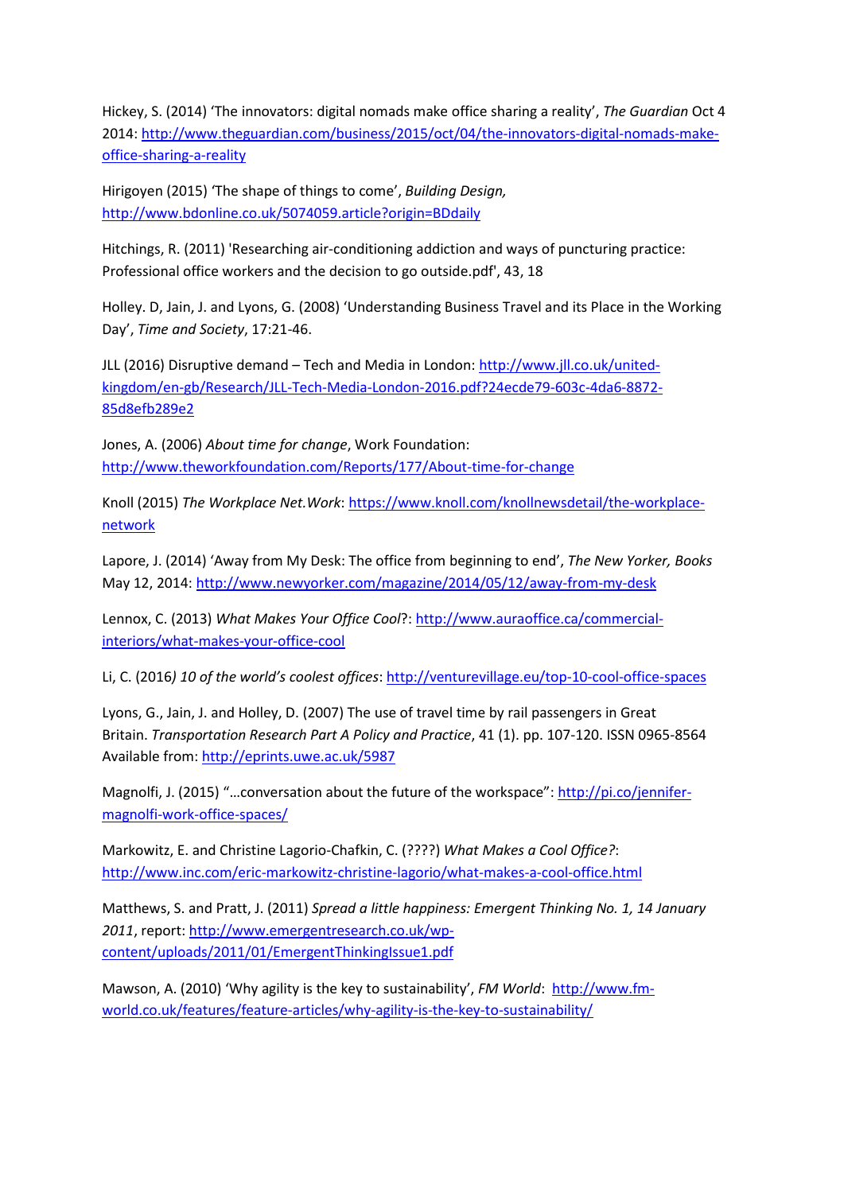Hickey, S. (2014) 'The innovators: digital nomads make office sharing a reality', *The Guardian* Oct 4 2014: http://www.theguardian.com/business/2015/oct/04/the-innovators-digital-nomads-make-office-sharing-a-reality

Hirigoyen (2015) 'The shape of things to come', *Building Design,* http://www.bdonline.co.uk/5074059.article?origin=BDdaily

Hitchings, R. (2011) 'Researching air-conditioning addiction and ways of puncturing practice: Professional office workers and the decision to go outside.pdf', 43, 18

Holley. D, Jain, J. and Lyons, G. (2008) 'Understanding Business Travel and its Place in the Working Day', *Time and Society*, 17:21-46.

JLL (2016) Disruptive demand – Tech and Media in London: http://www.jll.co.uk/united-kingdom/en-gb/Research/JLL-Tech-Media-London-2016.pdf?24ecde79-603c-4da6-8872-85d8efb289e2

Jones, A. (2006) *About time for change*, Work Foundation: http://www.theworkfoundation.com/Reports/177/About-time-for-change

Knoll (2015) *The Workplace Net.Work*: https://www.knoll.com/knollnewsdetail/the-workplace-network

Lapore, J. (2014) 'Away from My Desk: The office from beginning to end', *The New Yorker, Books* May 12, 2014: http://www.newyorker.com/magazine/2014/05/12/away-from-my-desk

Lennox, C. (2013) *What Makes Your Office Cool*?: http://www.auraoffice.ca/commercial-interiors/what-makes-your-office-cool

Li, C. (2016*) 10 of the world's coolest offices*: http://venturevillage.eu/top-10-cool-office-spaces

Lyons, G., Jain, J. and Holley, D. (2007) The use of travel time by rail passengers in Great Britain. *Transportation Research Part A Policy and Practice*, 41 (1). pp. 107-120. ISSN 0965-8564 Available from: http://eprints.uwe.ac.uk/5987

Magnolfi, J. (2015) "…conversation about the future of the workspace": http://pi.co/jennifer-magnolfi-work-office-spaces/

Markowitz, E. and Christine Lagorio-Chafkin, C. (????) *What Makes a Cool Office?*: http://www.inc.com/eric-markowitz-christine-lagorio/what-makes-a-cool-office.html

Matthews, S. and Pratt, J. (2011) *Spread a little happiness: Emergent Thinking No. 1, 14 January 2011*, report: http://www.emergentresearch.co.uk/wp-content/uploads/2011/01/EmergentThinkingIssue1.pdf

Mawson, A. (2010) 'Why agility is the key to sustainability', *FM World*: http://www.fm-world.co.uk/features/feature-articles/why-agility-is-the-key-to-sustainability/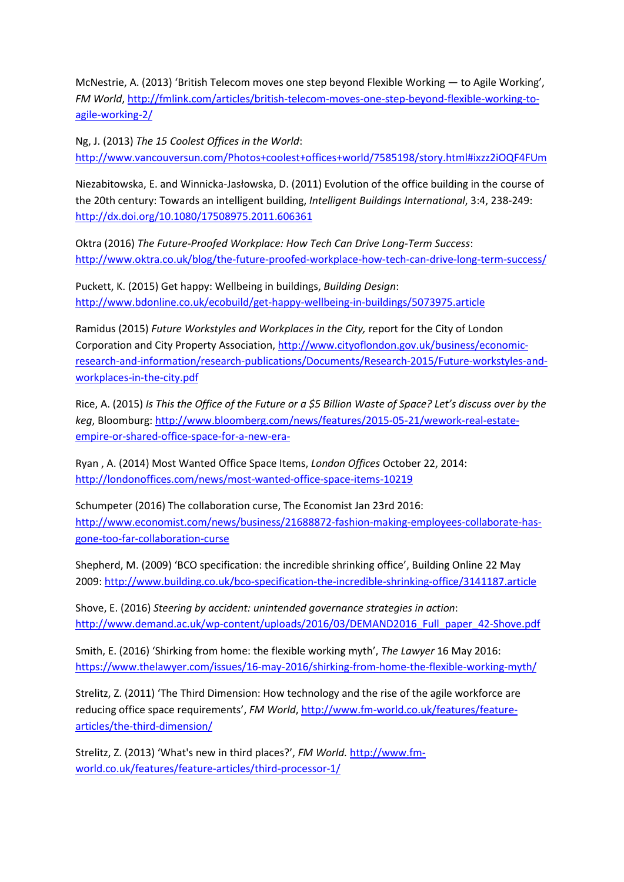McNestrie, A. (2013) 'British Telecom moves one step beyond Flexible Working — to Agile Working', *FM World*, http://fmlink.com/articles/british-telecom-moves-one-step-beyond-flexible-working-to-agile-working-2/

Ng, J. (2013) *The 15 Coolest Offices in the World*: http://www.vancouversun.com/Photos+coolest+offices+world/7585198/story.html#ixzz2iOQF4FUm

Niezabitowska, E. and Winnicka-Jasłowska, D. (2011) Evolution of the office building in the course of the 20th century: Towards an intelligent building, *Intelligent Buildings International*, 3:4, 238-249: http://dx.doi.org/10.1080/17508975.2011.606361

Oktra (2016) *The Future-Proofed Workplace: How Tech Can Drive Long-Term Success*: http://www.oktra.co.uk/blog/the-future-proofed-workplace-how-tech-can-drive-long-term-success/

Puckett, K. (2015) Get happy: Wellbeing in buildings, *Building Design*: http://www.bdonline.co.uk/ecobuild/get-happy-wellbeing-in-buildings/5073975.article

Ramidus (2015) *Future Workstyles and Workplaces in the City,* report for the City of London Corporation and City Property Association, http://www.cityoflondon.gov.uk/business/economic-research-and-information/research-publications/Documents/Research-2015/Future-workstyles-and-workplaces-in-the-city.pdf

Rice, A. (2015) *Is This the Office of the Future or a $5 Billion Waste of Space? Let's discuss over by the keg*, Bloomburg: http://www.bloomberg.com/news/features/2015-05-21/wework-real-estate-empire-or-shared-office-space-for-a-new-era-

Ryan , A. (2014) Most Wanted Office Space Items, *London Offices* October 22, 2014: http://londonoffices.com/news/most-wanted-office-space-items-10219

Schumpeter (2016) The collaboration curse, The Economist Jan 23rd 2016: http://www.economist.com/news/business/21688872-fashion-making-employees-collaborate-has-gone-too-far-collaboration-curse

Shepherd, M. (2009) 'BCO specification: the incredible shrinking office', Building Online 22 May 2009: http://www.building.co.uk/bco-specification-the-incredible-shrinking-office/3141187.article

Shove, E. (2016) *Steering by accident: unintended governance strategies in action*: http://www.demand.ac.uk/wp-content/uploads/2016/03/DEMAND2016_Full_paper_42-Shove.pdf

Smith, E. (2016) 'Shirking from home: the flexible working myth', *The Lawyer* 16 May 2016: https://www.thelawyer.com/issues/16-may-2016/shirking-from-home-the-flexible-working-myth/

Strelitz, Z. (2011) 'The Third Dimension: How technology and the rise of the agile workforce are reducing office space requirements', *FM World*, http://www.fm-world.co.uk/features/feature-articles/the-third-dimension/

Strelitz, Z. (2013) 'What's new in third places?', *FM World.* http://www.fm-world.co.uk/features/feature-articles/third-processor-1/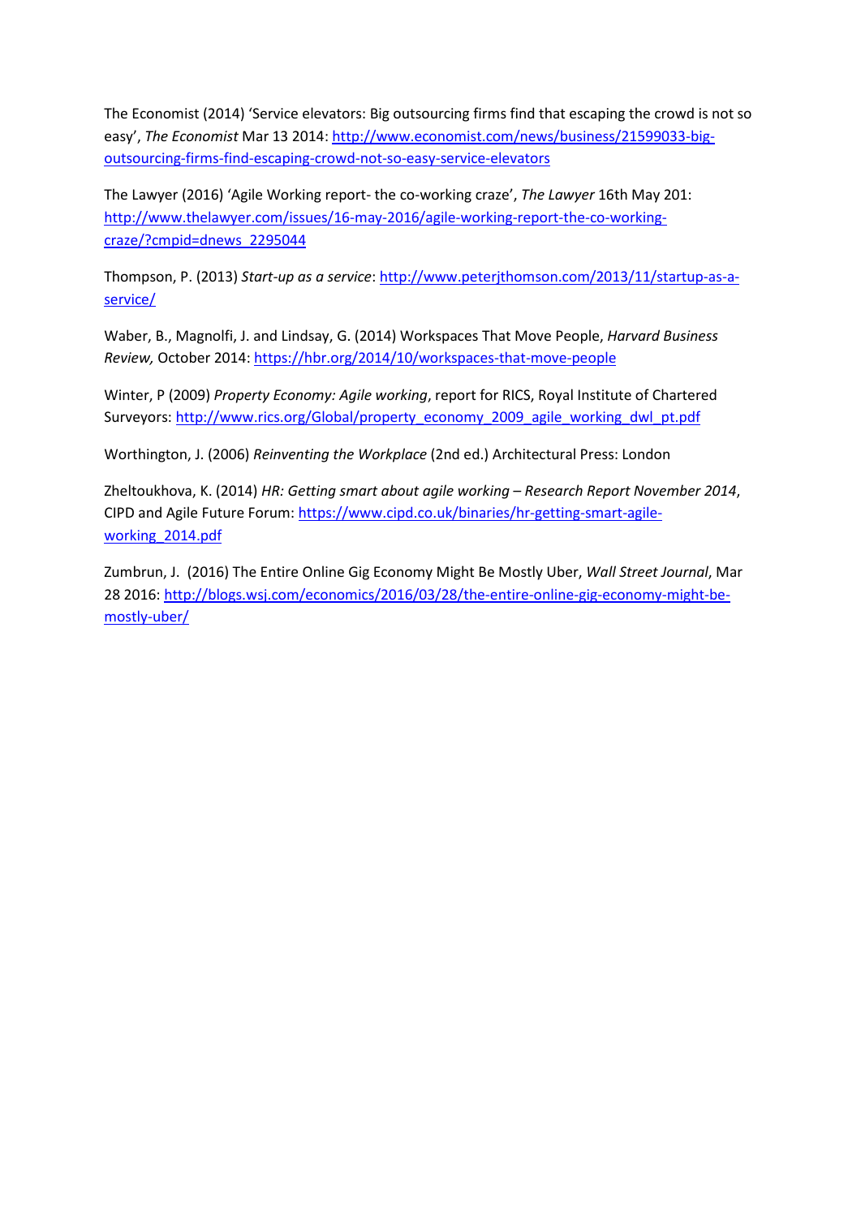The Economist (2014) 'Service elevators: Big outsourcing firms find that escaping the crowd is not so easy', *The Economist* Mar 13 2014: http://www.economist.com/news/business/21599033-big-outsourcing-firms-find-escaping-crowd-not-so-easy-service-elevators

The Lawyer (2016) 'Agile Working report- the co-working craze', *The Lawyer* 16th May 201: http://www.thelawyer.com/issues/16-may-2016/agile-working-report-the-co-working-craze/?cmpid=dnews_2295044

Thompson, P. (2013) *Start-up as a service*: http://www.peterjthomson.com/2013/11/startup-as-a-service/

Waber, B., Magnolfi, J. and Lindsay, G. (2014) Workspaces That Move People, *Harvard Business Review,* October 2014: https://hbr.org/2014/10/workspaces-that-move-people

Winter, P (2009) *Property Economy: Agile working*, report for RICS, Royal Institute of Chartered Surveyors: http://www.rics.org/Global/property_economy_2009_agile_working_dwl_pt.pdf

Worthington, J. (2006) *Reinventing the Workplace* (2nd ed.) Architectural Press: London

Zheltoukhova, K. (2014) *HR: Getting smart about agile working – Research Report November 2014*, CIPD and Agile Future Forum: https://www.cipd.co.uk/binaries/hr-getting-smart-agile-working_2014.pdf

Zumbrun, J. (2016) The Entire Online Gig Economy Might Be Mostly Uber, *Wall Street Journal*, Mar 28 2016: http://blogs.wsj.com/economics/2016/03/28/the-entire-online-gig-economy-might-be-mostly-uber/